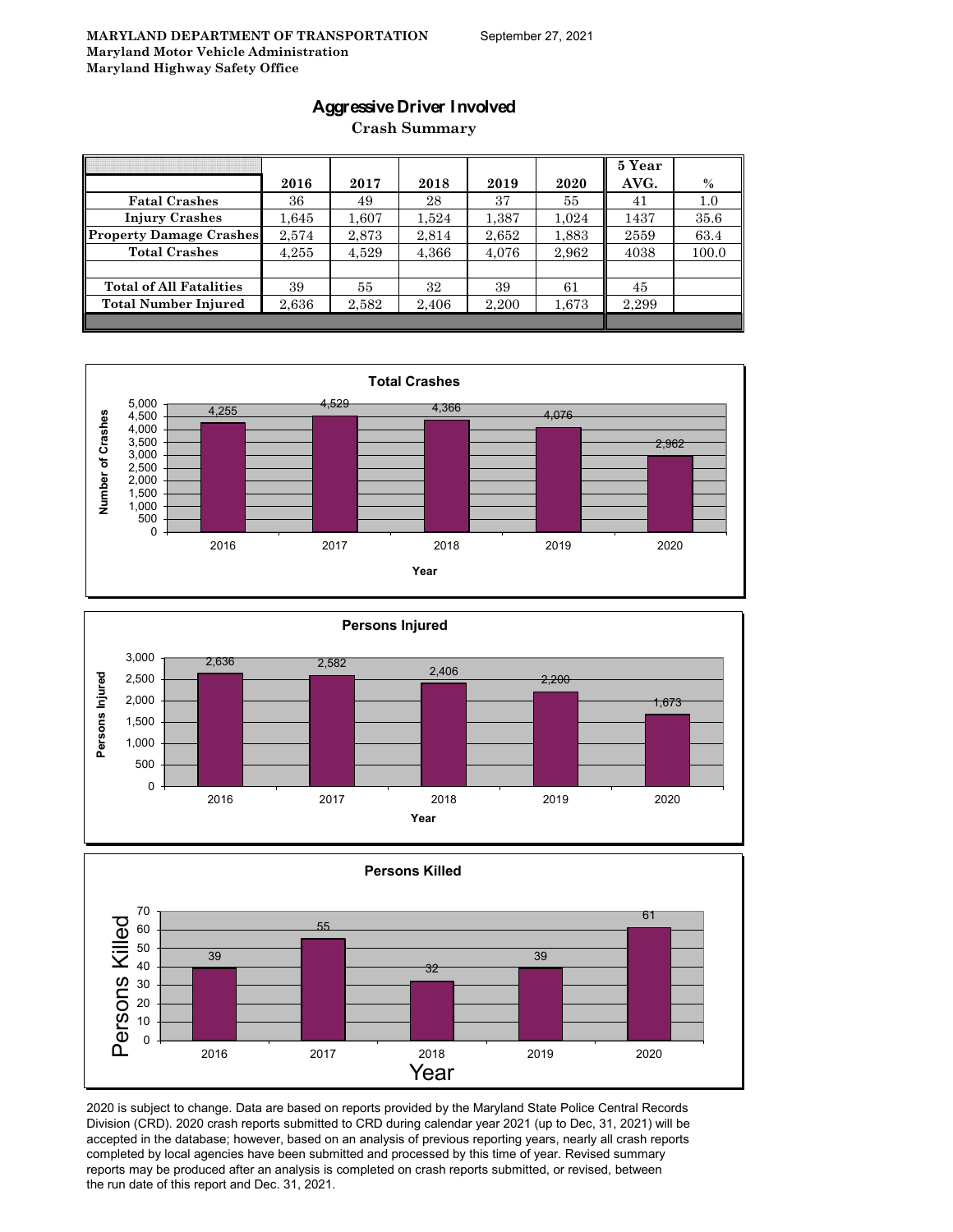**MARYLAND DEPARTMENT OF TRANSPORTATION** September 27, 2021
**Maryland Motor Vehicle Administration**
**Maryland Highway Safety Office**

# Aggressive Driver Involved

## Crash Summary

| | 2016 | 2017 | 2018 | 2019 | 2020 | 5 Year AVG. | % |
|---|---|---|---|---|---|---|---|
| Fatal Crashes | 36 | 49 | 28 | 37 | 55 | 41 | 1.0 |
| Injury Crashes | 1,645 | 1,607 | 1,524 | 1,387 | 1,024 | 1437 | 35.6 |
| Property Damage Crashes | 2,574 | 2,873 | 2,814 | 2,652 | 1,883 | 2559 | 63.4 |
| Total Crashes | 4,255 | 4,529 | 4,366 | 4,076 | 2,962 | 4038 | 100.0 |
| | | | | | | | |
| Total of All Fatalities | 39 | 55 | 32 | 39 | 61 | 45 | |
| Total Number Injured | 2,636 | 2,582 | 2,406 | 2,200 | 1,673 | 2,299 | |

**Total Crashes**

| Year | Number of Crashes |
|---|---|
| 2016 | 4,255 |
| 2017 | 4,529 |
| 2018 | 4,366 |
| 2019 | 4,076 |
| 2020 | 2,962 |

**Persons Injured**

| Year | Persons Injured |
|---|---|
| 2016 | 2,636 |
| 2017 | 2,582 |
| 2018 | 2,406 |
| 2019 | 2,200 |
| 2020 | 1,673 |

**Persons Killed**

| Year | Persons Killed |
|---|---|
| 2016 | 39 |
| 2017 | 55 |
| 2018 | 32 |
| 2019 | 39 |
| 2020 | 61 |

2020 is subject to change. Data are based on reports provided by the Maryland State Police Central Records Division (CRD). 2020 crash reports submitted to CRD during calendar year 2021 (up to Dec, 31, 2021) will be accepted in the database; however, based on an analysis of previous reporting years, nearly all crash reports completed by local agencies have been submitted and processed by this time of year. Revised summary reports may be produced after an analysis is completed on crash reports submitted, or revised, between the run date of this report and Dec. 31, 2021.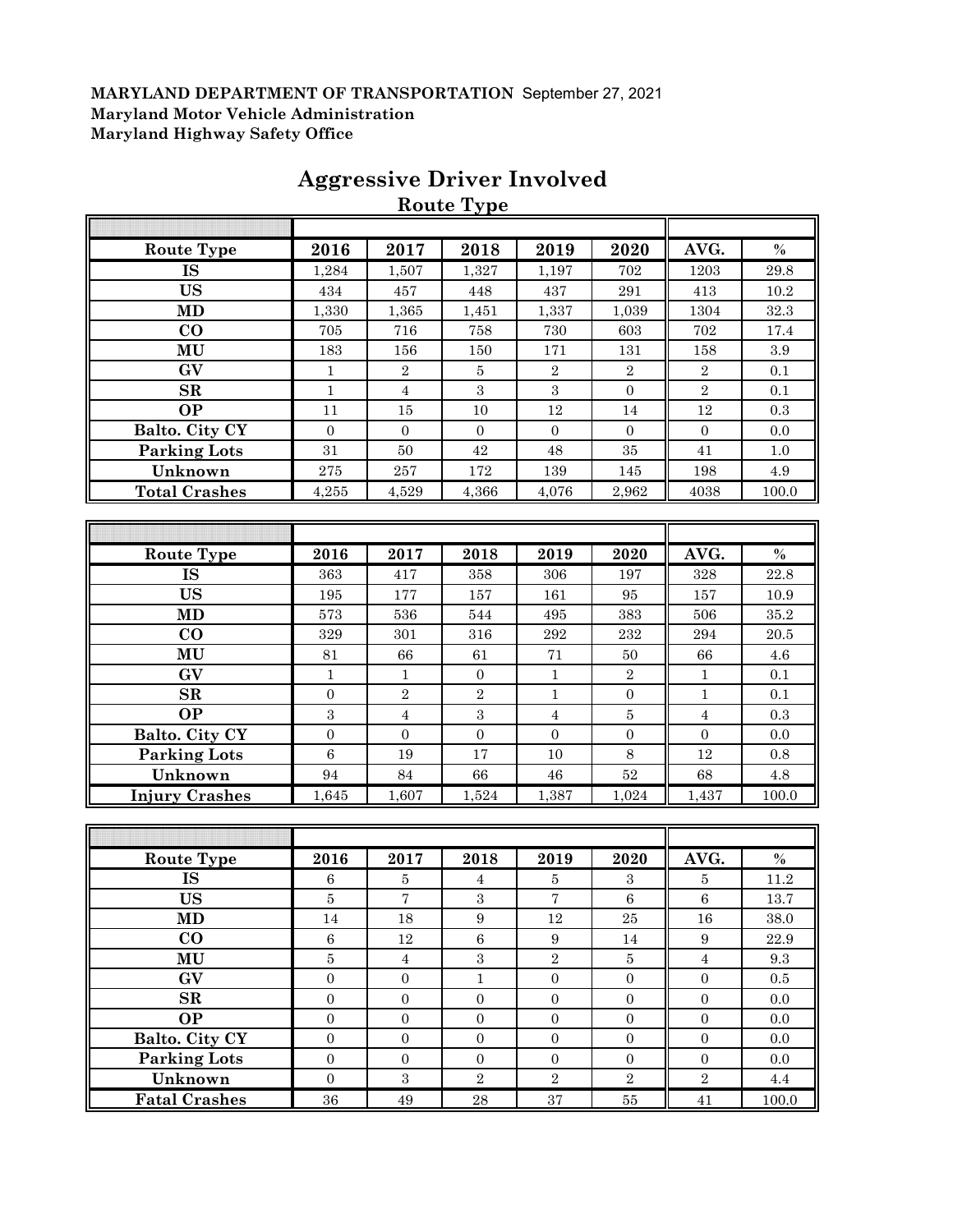**MARYLAND DEPARTMENT OF TRANSPORTATION** September 27, 2021
**Maryland Motor Vehicle Administration**
**Maryland Highway Safety Office**

# Aggressive Driver Involved

## Route Type

| Route Type | 2016 | 2017 | 2018 | 2019 | 2020 | AVG. | % |
|---|---|---|---|---|---|---|---|
| IS | 1,284 | 1,507 | 1,327 | 1,197 | 702 | 1203 | 29.8 |
| US | 434 | 457 | 448 | 437 | 291 | 413 | 10.2 |
| MD | 1,330 | 1,365 | 1,451 | 1,337 | 1,039 | 1304 | 32.3 |
| CO | 705 | 716 | 758 | 730 | 603 | 702 | 17.4 |
| MU | 183 | 156 | 150 | 171 | 131 | 158 | 3.9 |
| GV | 1 | 2 | 5 | 2 | 2 | 2 | 0.1 |
| SR | 1 | 4 | 3 | 3 | 0 | 2 | 0.1 |
| OP | 11 | 15 | 10 | 12 | 14 | 12 | 0.3 |
| Balto. City CY | 0 | 0 | 0 | 0 | 0 | 0 | 0.0 |
| Parking Lots | 31 | 50 | 42 | 48 | 35 | 41 | 1.0 |
| Unknown | 275 | 257 | 172 | 139 | 145 | 198 | 4.9 |
| Total Crashes | 4,255 | 4,529 | 4,366 | 4,076 | 2,962 | 4038 | 100.0 |

| Route Type | 2016 | 2017 | 2018 | 2019 | 2020 | AVG. | % |
|---|---|---|---|---|---|---|---|
| IS | 363 | 417 | 358 | 306 | 197 | 328 | 22.8 |
| US | 195 | 177 | 157 | 161 | 95 | 157 | 10.9 |
| MD | 573 | 536 | 544 | 495 | 383 | 506 | 35.2 |
| CO | 329 | 301 | 316 | 292 | 232 | 294 | 20.5 |
| MU | 81 | 66 | 61 | 71 | 50 | 66 | 4.6 |
| GV | 1 | 1 | 0 | 1 | 2 | 1 | 0.1 |
| SR | 0 | 2 | 2 | 1 | 0 | 1 | 0.1 |
| OP | 3 | 4 | 3 | 4 | 5 | 4 | 0.3 |
| Balto. City CY | 0 | 0 | 0 | 0 | 0 | 0 | 0.0 |
| Parking Lots | 6 | 19 | 17 | 10 | 8 | 12 | 0.8 |
| Unknown | 94 | 84 | 66 | 46 | 52 | 68 | 4.8 |
| Injury Crashes | 1,645 | 1,607 | 1,524 | 1,387 | 1,024 | 1,437 | 100.0 |

| Route Type | 2016 | 2017 | 2018 | 2019 | 2020 | AVG. | % |
|---|---|---|---|---|---|---|---|
| IS | 6 | 5 | 4 | 5 | 3 | 5 | 11.2 |
| US | 5 | 7 | 3 | 7 | 6 | 6 | 13.7 |
| MD | 14 | 18 | 9 | 12 | 25 | 16 | 38.0 |
| CO | 6 | 12 | 6 | 9 | 14 | 9 | 22.9 |
| MU | 5 | 4 | 3 | 2 | 5 | 4 | 9.3 |
| GV | 0 | 0 | 1 | 0 | 0 | 0 | 0.5 |
| SR | 0 | 0 | 0 | 0 | 0 | 0 | 0.0 |
| OP | 0 | 0 | 0 | 0 | 0 | 0 | 0.0 |
| Balto. City CY | 0 | 0 | 0 | 0 | 0 | 0 | 0.0 |
| Parking Lots | 0 | 0 | 0 | 0 | 0 | 0 | 0.0 |
| Unknown | 0 | 3 | 2 | 2 | 2 | 2 | 4.4 |
| Fatal Crashes | 36 | 49 | 28 | 37 | 55 | 41 | 100.0 |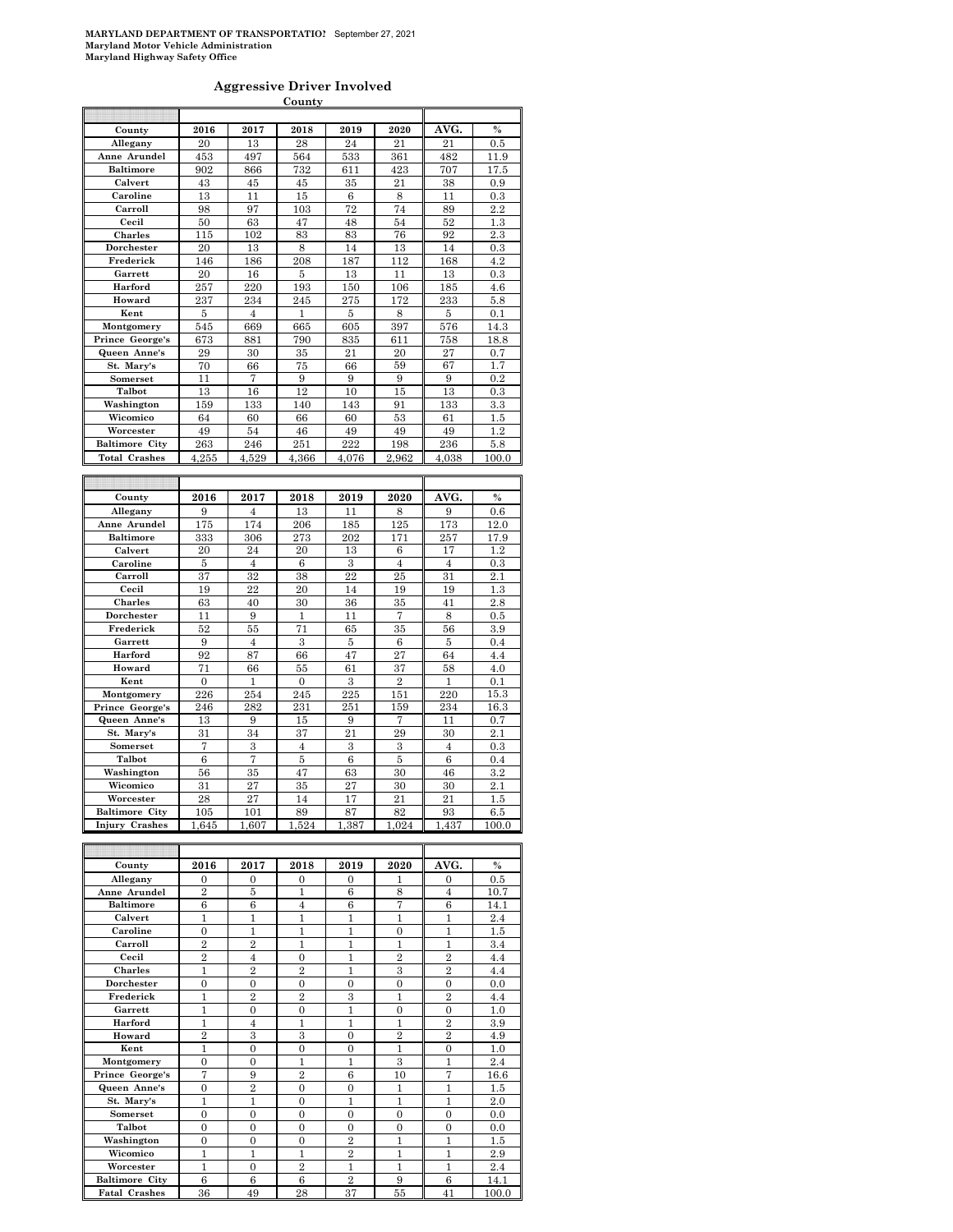**MARYLAND DEPARTMENT OF TRANSPORTATIO!** September 27, 2021
**Maryland Motor Vehicle Administration**
**Maryland Highway Safety Office**

## Aggressive Driver Involved

**County**

| County | 2016 | 2017 | 2018 | 2019 | 2020 | AVG. | % |
|---|---|---|---|---|---|---|---|
| Allegany | 20 | 13 | 28 | 24 | 21 | 21 | 0.5 |
| Anne Arundel | 453 | 497 | 564 | 533 | 361 | 482 | 11.9 |
| Baltimore | 902 | 866 | 732 | 611 | 423 | 707 | 17.5 |
| Calvert | 43 | 45 | 45 | 35 | 21 | 38 | 0.9 |
| Caroline | 13 | 11 | 15 | 6 | 8 | 11 | 0.3 |
| Carroll | 98 | 97 | 103 | 72 | 74 | 89 | 2.2 |
| Cecil | 50 | 63 | 47 | 48 | 54 | 52 | 1.3 |
| Charles | 115 | 102 | 83 | 83 | 76 | 92 | 2.3 |
| Dorchester | 20 | 13 | 8 | 14 | 13 | 14 | 0.3 |
| Frederick | 146 | 186 | 208 | 187 | 112 | 168 | 4.2 |
| Garrett | 20 | 16 | 5 | 13 | 11 | 13 | 0.3 |
| Harford | 257 | 220 | 193 | 150 | 106 | 185 | 4.6 |
| Howard | 237 | 234 | 245 | 275 | 172 | 233 | 5.8 |
| Kent | 5 | 4 | 1 | 5 | 8 | 5 | 0.1 |
| Montgomery | 545 | 669 | 665 | 605 | 397 | 576 | 14.3 |
| Prince George's | 673 | 881 | 790 | 835 | 611 | 758 | 18.8 |
| Queen Anne's | 29 | 30 | 35 | 21 | 20 | 27 | 0.7 |
| St. Mary's | 70 | 66 | 75 | 66 | 59 | 67 | 1.7 |
| Somerset | 11 | 7 | 9 | 9 | 9 | 9 | 0.2 |
| Talbot | 13 | 16 | 12 | 10 | 15 | 13 | 0.3 |
| Washington | 159 | 133 | 140 | 143 | 91 | 133 | 3.3 |
| Wicomico | 64 | 60 | 66 | 60 | 53 | 61 | 1.5 |
| Worcester | 49 | 54 | 46 | 49 | 49 | 49 | 1.2 |
| Baltimore City | 263 | 246 | 251 | 222 | 198 | 236 | 5.8 |
| Total Crashes | 4,255 | 4,529 | 4,366 | 4,076 | 2,962 | 4,038 | 100.0 |

| County | 2016 | 2017 | 2018 | 2019 | 2020 | AVG. | % |
|---|---|---|---|---|---|---|---|
| Allegany | 9 | 4 | 13 | 11 | 8 | 9 | 0.6 |
| Anne Arundel | 175 | 174 | 206 | 185 | 125 | 173 | 12.0 |
| Baltimore | 333 | 306 | 273 | 202 | 171 | 257 | 17.9 |
| Calvert | 20 | 24 | 20 | 13 | 6 | 17 | 1.2 |
| Caroline | 5 | 4 | 6 | 3 | 4 | 4 | 0.3 |
| Carroll | 37 | 32 | 38 | 22 | 25 | 31 | 2.1 |
| Cecil | 19 | 22 | 20 | 14 | 19 | 19 | 1.3 |
| Charles | 63 | 40 | 30 | 36 | 35 | 41 | 2.8 |
| Dorchester | 11 | 9 | 1 | 11 | 7 | 8 | 0.5 |
| Frederick | 52 | 55 | 71 | 65 | 35 | 56 | 3.9 |
| Garrett | 9 | 4 | 3 | 5 | 6 | 5 | 0.4 |
| Harford | 92 | 87 | 66 | 47 | 27 | 64 | 4.4 |
| Howard | 71 | 66 | 55 | 61 | 37 | 58 | 4.0 |
| Kent | 0 | 1 | 0 | 3 | 2 | 1 | 0.1 |
| Montgomery | 226 | 254 | 245 | 225 | 151 | 220 | 15.3 |
| Prince George's | 246 | 282 | 231 | 251 | 159 | 234 | 16.3 |
| Queen Anne's | 13 | 9 | 15 | 9 | 7 | 11 | 0.7 |
| St. Mary's | 31 | 34 | 37 | 21 | 29 | 30 | 2.1 |
| Somerset | 7 | 3 | 4 | 3 | 3 | 4 | 0.3 |
| Talbot | 6 | 7 | 5 | 6 | 5 | 6 | 0.4 |
| Washington | 56 | 35 | 47 | 63 | 30 | 46 | 3.2 |
| Wicomico | 31 | 27 | 35 | 27 | 30 | 30 | 2.1 |
| Worcester | 28 | 27 | 14 | 17 | 21 | 21 | 1.5 |
| Baltimore City | 105 | 101 | 89 | 87 | 82 | 93 | 6.5 |
| Injury Crashes | 1,645 | 1,607 | 1,524 | 1,387 | 1,024 | 1,437 | 100.0 |

| County | 2016 | 2017 | 2018 | 2019 | 2020 | AVG. | % |
|---|---|---|---|---|---|---|---|
| Allegany | 0 | 0 | 0 | 0 | 1 | 0 | 0.5 |
| Anne Arundel | 2 | 5 | 1 | 6 | 8 | 4 | 10.7 |
| Baltimore | 6 | 6 | 4 | 6 | 7 | 6 | 14.1 |
| Calvert | 1 | 1 | 1 | 1 | 1 | 1 | 2.4 |
| Caroline | 0 | 1 | 1 | 1 | 0 | 1 | 1.5 |
| Carroll | 2 | 2 | 1 | 1 | 1 | 1 | 3.4 |
| Cecil | 2 | 4 | 0 | 1 | 2 | 2 | 4.4 |
| Charles | 1 | 2 | 2 | 1 | 3 | 2 | 4.4 |
| Dorchester | 0 | 0 | 0 | 0 | 0 | 0 | 0.0 |
| Frederick | 1 | 2 | 2 | 3 | 1 | 2 | 4.4 |
| Garrett | 1 | 0 | 0 | 1 | 0 | 0 | 1.0 |
| Harford | 1 | 4 | 1 | 1 | 1 | 2 | 3.9 |
| Howard | 2 | 3 | 3 | 0 | 2 | 2 | 4.9 |
| Kent | 1 | 0 | 0 | 0 | 1 | 0 | 1.0 |
| Montgomery | 0 | 0 | 1 | 1 | 3 | 1 | 2.4 |
| Prince George's | 7 | 9 | 2 | 6 | 10 | 7 | 16.6 |
| Queen Anne's | 0 | 2 | 0 | 0 | 1 | 1 | 1.5 |
| St. Mary's | 1 | 1 | 0 | 1 | 1 | 1 | 2.0 |
| Somerset | 0 | 0 | 0 | 0 | 0 | 0 | 0.0 |
| Talbot | 0 | 0 | 0 | 0 | 0 | 0 | 0.0 |
| Washington | 0 | 0 | 0 | 2 | 1 | 1 | 1.5 |
| Wicomico | 1 | 1 | 1 | 2 | 1 | 1 | 2.9 |
| Worcester | 1 | 0 | 2 | 1 | 1 | 1 | 2.4 |
| Baltimore City | 6 | 6 | 6 | 2 | 9 | 6 | 14.1 |
| Fatal Crashes | 36 | 49 | 28 | 37 | 55 | 41 | 100.0 |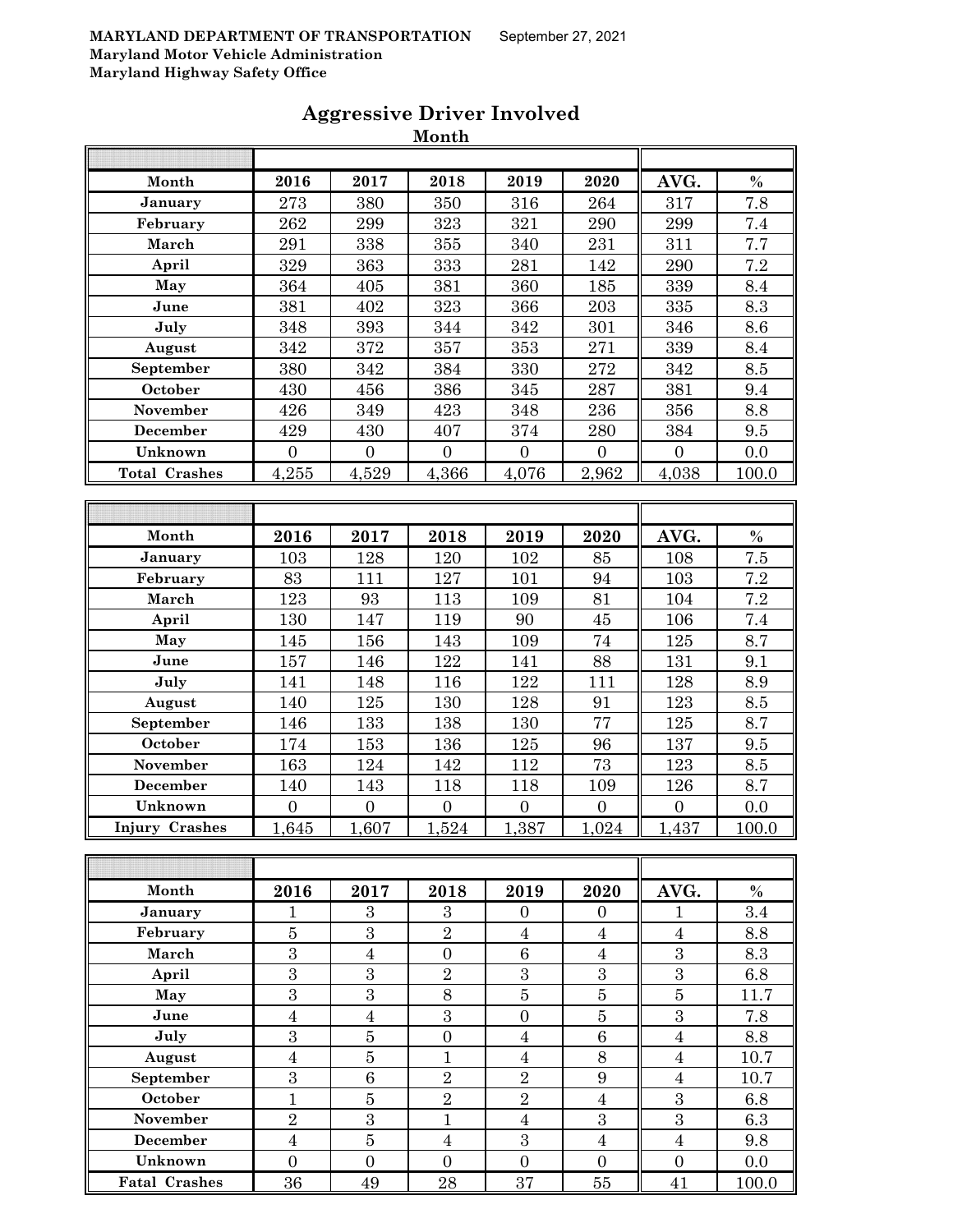MARYLAND DEPARTMENT OF TRANSPORTATION September 27, 2021
Maryland Motor Vehicle Administration
Maryland Highway Safety Office

# Aggressive Driver Involved

## Month

| Month | 2016 | 2017 | 2018 | 2019 | 2020 | AVG. | % |
|---|---|---|---|---|---|---|---|
| January | 273 | 380 | 350 | 316 | 264 | 317 | 7.8 |
| February | 262 | 299 | 323 | 321 | 290 | 299 | 7.4 |
| March | 291 | 338 | 355 | 340 | 231 | 311 | 7.7 |
| April | 329 | 363 | 333 | 281 | 142 | 290 | 7.2 |
| May | 364 | 405 | 381 | 360 | 185 | 339 | 8.4 |
| June | 381 | 402 | 323 | 366 | 203 | 335 | 8.3 |
| July | 348 | 393 | 344 | 342 | 301 | 346 | 8.6 |
| August | 342 | 372 | 357 | 353 | 271 | 339 | 8.4 |
| September | 380 | 342 | 384 | 330 | 272 | 342 | 8.5 |
| October | 430 | 456 | 386 | 345 | 287 | 381 | 9.4 |
| November | 426 | 349 | 423 | 348 | 236 | 356 | 8.8 |
| December | 429 | 430 | 407 | 374 | 280 | 384 | 9.5 |
| Unknown | 0 | 0 | 0 | 0 | 0 | 0 | 0.0 |
| Total Crashes | 4,255 | 4,529 | 4,366 | 4,076 | 2,962 | 4,038 | 100.0 |

| Month | 2016 | 2017 | 2018 | 2019 | 2020 | AVG. | % |
|---|---|---|---|---|---|---|---|
| January | 103 | 128 | 120 | 102 | 85 | 108 | 7.5 |
| February | 83 | 111 | 127 | 101 | 94 | 103 | 7.2 |
| March | 123 | 93 | 113 | 109 | 81 | 104 | 7.2 |
| April | 130 | 147 | 119 | 90 | 45 | 106 | 7.4 |
| May | 145 | 156 | 143 | 109 | 74 | 125 | 8.7 |
| June | 157 | 146 | 122 | 141 | 88 | 131 | 9.1 |
| July | 141 | 148 | 116 | 122 | 111 | 128 | 8.9 |
| August | 140 | 125 | 130 | 128 | 91 | 123 | 8.5 |
| September | 146 | 133 | 138 | 130 | 77 | 125 | 8.7 |
| October | 174 | 153 | 136 | 125 | 96 | 137 | 9.5 |
| November | 163 | 124 | 142 | 112 | 73 | 123 | 8.5 |
| December | 140 | 143 | 118 | 118 | 109 | 126 | 8.7 |
| Unknown | 0 | 0 | 0 | 0 | 0 | 0 | 0.0 |
| Injury Crashes | 1,645 | 1,607 | 1,524 | 1,387 | 1,024 | 1,437 | 100.0 |

| Month | 2016 | 2017 | 2018 | 2019 | 2020 | AVG. | % |
|---|---|---|---|---|---|---|---|
| January | 1 | 3 | 3 | 0 | 0 | 1 | 3.4 |
| February | 5 | 3 | 2 | 4 | 4 | 4 | 8.8 |
| March | 3 | 4 | 0 | 6 | 4 | 3 | 8.3 |
| April | 3 | 3 | 2 | 3 | 3 | 3 | 6.8 |
| May | 3 | 3 | 8 | 5 | 5 | 5 | 11.7 |
| June | 4 | 4 | 3 | 0 | 5 | 3 | 7.8 |
| July | 3 | 5 | 0 | 4 | 6 | 4 | 8.8 |
| August | 4 | 5 | 1 | 4 | 8 | 4 | 10.7 |
| September | 3 | 6 | 2 | 2 | 9 | 4 | 10.7 |
| October | 1 | 5 | 2 | 2 | 4 | 3 | 6.8 |
| November | 2 | 3 | 1 | 4 | 3 | 3 | 6.3 |
| December | 4 | 5 | 4 | 3 | 4 | 4 | 9.8 |
| Unknown | 0 | 0 | 0 | 0 | 0 | 0 | 0.0 |
| Fatal Crashes | 36 | 49 | 28 | 37 | 55 | 41 | 100.0 |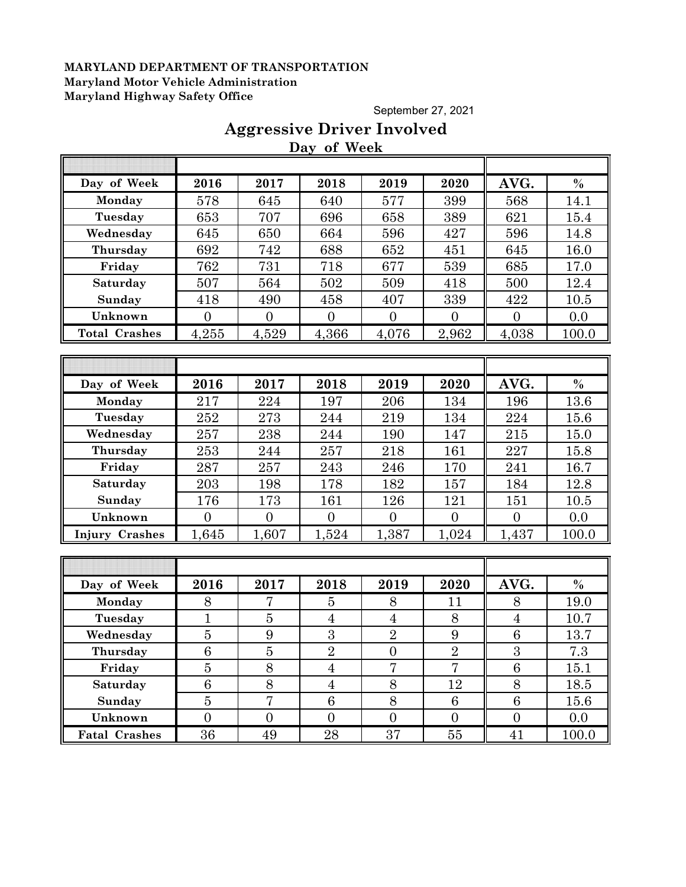**MARYLAND DEPARTMENT OF TRANSPORTATION**
**Maryland Motor Vehicle Administration**
**Maryland Highway Safety Office**

September 27, 2021

# Aggressive Driver Involved

## Day of Week

| Day of Week | 2016 | 2017 | 2018 | 2019 | 2020 | AVG. | % |
|---|---|---|---|---|---|---|---|
| Monday | 578 | 645 | 640 | 577 | 399 | 568 | 14.1 |
| Tuesday | 653 | 707 | 696 | 658 | 389 | 621 | 15.4 |
| Wednesday | 645 | 650 | 664 | 596 | 427 | 596 | 14.8 |
| Thursday | 692 | 742 | 688 | 652 | 451 | 645 | 16.0 |
| Friday | 762 | 731 | 718 | 677 | 539 | 685 | 17.0 |
| Saturday | 507 | 564 | 502 | 509 | 418 | 500 | 12.4 |
| Sunday | 418 | 490 | 458 | 407 | 339 | 422 | 10.5 |
| Unknown | 0 | 0 | 0 | 0 | 0 | 0 | 0.0 |
| Total Crashes | 4,255 | 4,529 | 4,366 | 4,076 | 2,962 | 4,038 | 100.0 |

| Day of Week | 2016 | 2017 | 2018 | 2019 | 2020 | AVG. | % |
|---|---|---|---|---|---|---|---|
| Monday | 217 | 224 | 197 | 206 | 134 | 196 | 13.6 |
| Tuesday | 252 | 273 | 244 | 219 | 134 | 224 | 15.6 |
| Wednesday | 257 | 238 | 244 | 190 | 147 | 215 | 15.0 |
| Thursday | 253 | 244 | 257 | 218 | 161 | 227 | 15.8 |
| Friday | 287 | 257 | 243 | 246 | 170 | 241 | 16.7 |
| Saturday | 203 | 198 | 178 | 182 | 157 | 184 | 12.8 |
| Sunday | 176 | 173 | 161 | 126 | 121 | 151 | 10.5 |
| Unknown | 0 | 0 | 0 | 0 | 0 | 0 | 0.0 |
| Injury Crashes | 1,645 | 1,607 | 1,524 | 1,387 | 1,024 | 1,437 | 100.0 |

| Day of Week | 2016 | 2017 | 2018 | 2019 | 2020 | AVG. | % |
|---|---|---|---|---|---|---|---|
| Monday | 8 | 7 | 5 | 8 | 11 | 8 | 19.0 |
| Tuesday | 1 | 5 | 4 | 4 | 8 | 4 | 10.7 |
| Wednesday | 5 | 9 | 3 | 2 | 9 | 6 | 13.7 |
| Thursday | 6 | 5 | 2 | 0 | 2 | 3 | 7.3 |
| Friday | 5 | 8 | 4 | 7 | 7 | 6 | 15.1 |
| Saturday | 6 | 8 | 4 | 8 | 12 | 8 | 18.5 |
| Sunday | 5 | 7 | 6 | 8 | 6 | 6 | 15.6 |
| Unknown | 0 | 0 | 0 | 0 | 0 | 0 | 0.0 |
| Fatal Crashes | 36 | 49 | 28 | 37 | 55 | 41 | 100.0 |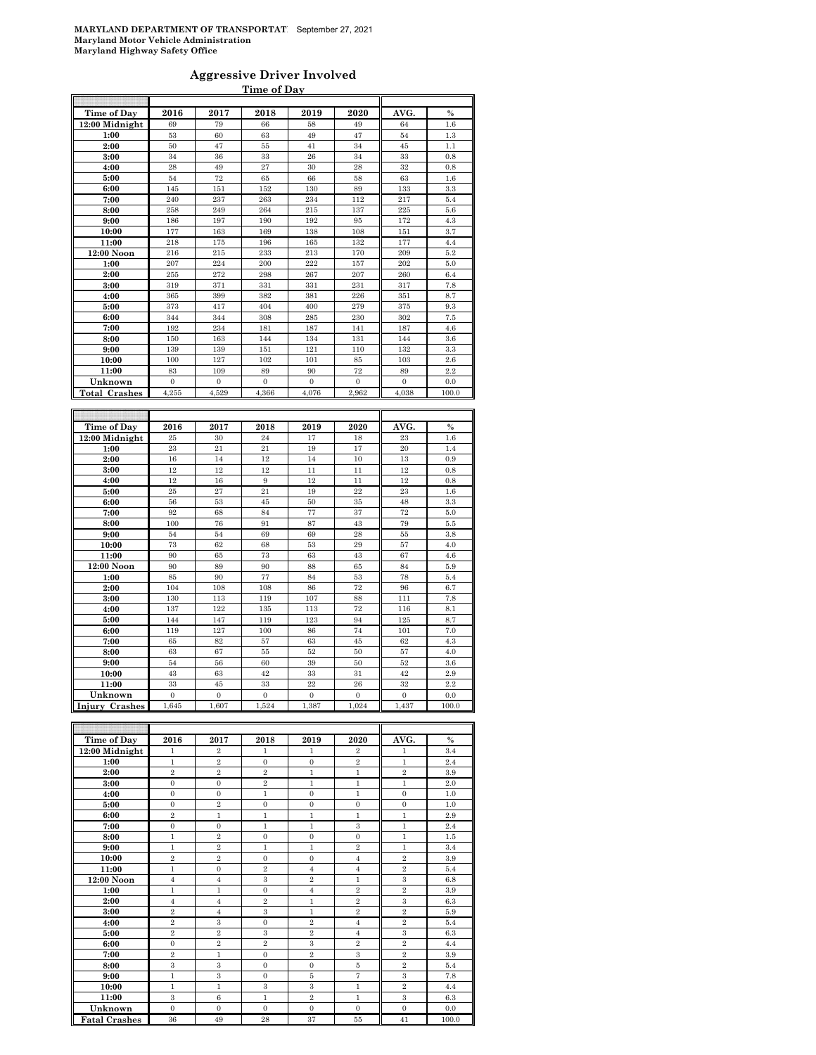**MARYLAND DEPARTMENT OF TRANSPORTATI** September 27, 2021
**Maryland Motor Vehicle Administration**
**Maryland Highway Safety Office**

## Aggressive Driver Involved

### Time of Day

| Time of Day | 2016 | 2017 | 2018 | 2019 | 2020 | AVG. | % |
|---|---|---|---|---|---|---|---|
| 12:00 Midnight | 69 | 79 | 66 | 58 | 49 | 64 | 1.6 |
| 1:00 | 53 | 60 | 63 | 49 | 47 | 54 | 1.3 |
| 2:00 | 50 | 47 | 55 | 41 | 34 | 45 | 1.1 |
| 3:00 | 34 | 36 | 33 | 26 | 34 | 33 | 0.8 |
| 4:00 | 28 | 49 | 27 | 30 | 28 | 32 | 0.8 |
| 5:00 | 54 | 72 | 65 | 66 | 58 | 63 | 1.6 |
| 6:00 | 145 | 151 | 152 | 130 | 89 | 133 | 3.3 |
| 7:00 | 240 | 237 | 263 | 234 | 112 | 217 | 5.4 |
| 8:00 | 258 | 249 | 264 | 215 | 137 | 225 | 5.6 |
| 9:00 | 186 | 197 | 190 | 192 | 95 | 172 | 4.3 |
| 10:00 | 177 | 163 | 169 | 138 | 108 | 151 | 3.7 |
| 11:00 | 218 | 175 | 196 | 165 | 132 | 177 | 4.4 |
| 12:00 Noon | 216 | 215 | 233 | 213 | 170 | 209 | 5.2 |
| 1:00 | 207 | 224 | 200 | 222 | 157 | 202 | 5.0 |
| 2:00 | 255 | 272 | 298 | 267 | 207 | 260 | 6.4 |
| 3:00 | 319 | 371 | 331 | 331 | 231 | 317 | 7.8 |
| 4:00 | 365 | 399 | 382 | 381 | 226 | 351 | 8.7 |
| 5:00 | 373 | 417 | 404 | 400 | 279 | 375 | 9.3 |
| 6:00 | 344 | 344 | 308 | 285 | 230 | 302 | 7.5 |
| 7:00 | 192 | 234 | 181 | 187 | 141 | 187 | 4.6 |
| 8:00 | 150 | 163 | 144 | 134 | 131 | 144 | 3.6 |
| 9:00 | 139 | 139 | 151 | 121 | 110 | 132 | 3.3 |
| 10:00 | 100 | 127 | 102 | 101 | 85 | 103 | 2.6 |
| 11:00 | 83 | 109 | 89 | 90 | 72 | 89 | 2.2 |
| Unknown | 0 | 0 | 0 | 0 | 0 | 0 | 0.0 |
| **Total Crashes** | 4,255 | 4,529 | 4,366 | 4,076 | 2,962 | 4,038 | 100.0 |

| Time of Day | 2016 | 2017 | 2018 | 2019 | 2020 | AVG. | % |
|---|---|---|---|---|---|---|---|
| 12:00 Midnight | 25 | 30 | 24 | 17 | 18 | 23 | 1.6 |
| 1:00 | 23 | 21 | 21 | 19 | 17 | 20 | 1.4 |
| 2:00 | 16 | 14 | 12 | 14 | 10 | 13 | 0.9 |
| 3:00 | 12 | 12 | 12 | 11 | 11 | 12 | 0.8 |
| 4:00 | 12 | 16 | 9 | 12 | 11 | 12 | 0.8 |
| 5:00 | 25 | 27 | 21 | 19 | 22 | 23 | 1.6 |
| 6:00 | 56 | 53 | 45 | 50 | 35 | 48 | 3.3 |
| 7:00 | 92 | 68 | 84 | 77 | 37 | 72 | 5.0 |
| 8:00 | 100 | 76 | 91 | 87 | 43 | 79 | 5.5 |
| 9:00 | 54 | 54 | 69 | 69 | 28 | 55 | 3.8 |
| 10:00 | 73 | 62 | 68 | 53 | 29 | 57 | 4.0 |
| 11:00 | 90 | 65 | 73 | 63 | 43 | 67 | 4.6 |
| 12:00 Noon | 90 | 89 | 90 | 88 | 65 | 84 | 5.9 |
| 1:00 | 85 | 90 | 77 | 84 | 53 | 78 | 5.4 |
| 2:00 | 104 | 108 | 108 | 86 | 72 | 96 | 6.7 |
| 3:00 | 130 | 113 | 119 | 107 | 88 | 111 | 7.8 |
| 4:00 | 137 | 122 | 135 | 113 | 72 | 116 | 8.1 |
| 5:00 | 144 | 147 | 119 | 123 | 94 | 125 | 8.7 |
| 6:00 | 119 | 127 | 100 | 86 | 74 | 101 | 7.0 |
| 7:00 | 65 | 82 | 57 | 63 | 45 | 62 | 4.3 |
| 8:00 | 63 | 67 | 55 | 52 | 50 | 57 | 4.0 |
| 9:00 | 54 | 56 | 60 | 39 | 50 | 52 | 3.6 |
| 10:00 | 43 | 63 | 42 | 33 | 31 | 42 | 2.9 |
| 11:00 | 33 | 45 | 33 | 22 | 26 | 32 | 2.2 |
| Unknown | 0 | 0 | 0 | 0 | 0 | 0 | 0.0 |
| **Injury Crashes** | 1,645 | 1,607 | 1,524 | 1,387 | 1,024 | 1,437 | 100.0 |

| Time of Day | 2016 | 2017 | 2018 | 2019 | 2020 | AVG. | % |
|---|---|---|---|---|---|---|---|
| 12:00 Midnight | 1 | 2 | 1 | 1 | 2 | 1 | 3.4 |
| 1:00 | 1 | 2 | 0 | 0 | 2 | 1 | 2.4 |
| 2:00 | 2 | 2 | 2 | 1 | 1 | 2 | 3.9 |
| 3:00 | 0 | 0 | 2 | 1 | 1 | 1 | 2.0 |
| 4:00 | 0 | 0 | 1 | 0 | 1 | 0 | 1.0 |
| 5:00 | 0 | 2 | 0 | 0 | 0 | 0 | 1.0 |
| 6:00 | 2 | 1 | 1 | 1 | 1 | 1 | 2.9 |
| 7:00 | 0 | 0 | 1 | 1 | 3 | 1 | 2.4 |
| 8:00 | 1 | 2 | 0 | 0 | 0 | 1 | 1.5 |
| 9:00 | 1 | 2 | 1 | 1 | 2 | 1 | 3.4 |
| 10:00 | 2 | 2 | 0 | 0 | 4 | 2 | 3.9 |
| 11:00 | 1 | 0 | 2 | 4 | 4 | 2 | 5.4 |
| 12:00 Noon | 4 | 4 | 3 | 2 | 1 | 3 | 6.8 |
| 1:00 | 1 | 1 | 0 | 4 | 2 | 2 | 3.9 |
| 2:00 | 4 | 4 | 2 | 1 | 2 | 3 | 6.3 |
| 3:00 | 2 | 4 | 3 | 1 | 2 | 2 | 5.9 |
| 4:00 | 2 | 3 | 0 | 2 | 4 | 2 | 5.4 |
| 5:00 | 2 | 2 | 3 | 2 | 4 | 3 | 6.3 |
| 6:00 | 0 | 2 | 2 | 3 | 2 | 2 | 4.4 |
| 7:00 | 2 | 1 | 0 | 2 | 3 | 2 | 3.9 |
| 8:00 | 3 | 3 | 0 | 0 | 5 | 2 | 5.4 |
| 9:00 | 1 | 3 | 0 | 5 | 7 | 3 | 7.8 |
| 10:00 | 1 | 1 | 3 | 3 | 1 | 2 | 4.4 |
| 11:00 | 3 | 6 | 1 | 2 | 1 | 3 | 6.3 |
| Unknown | 0 | 0 | 0 | 0 | 0 | 0 | 0.0 |
| **Fatal Crashes** | 36 | 49 | 28 | 37 | 55 | 41 | 100.0 |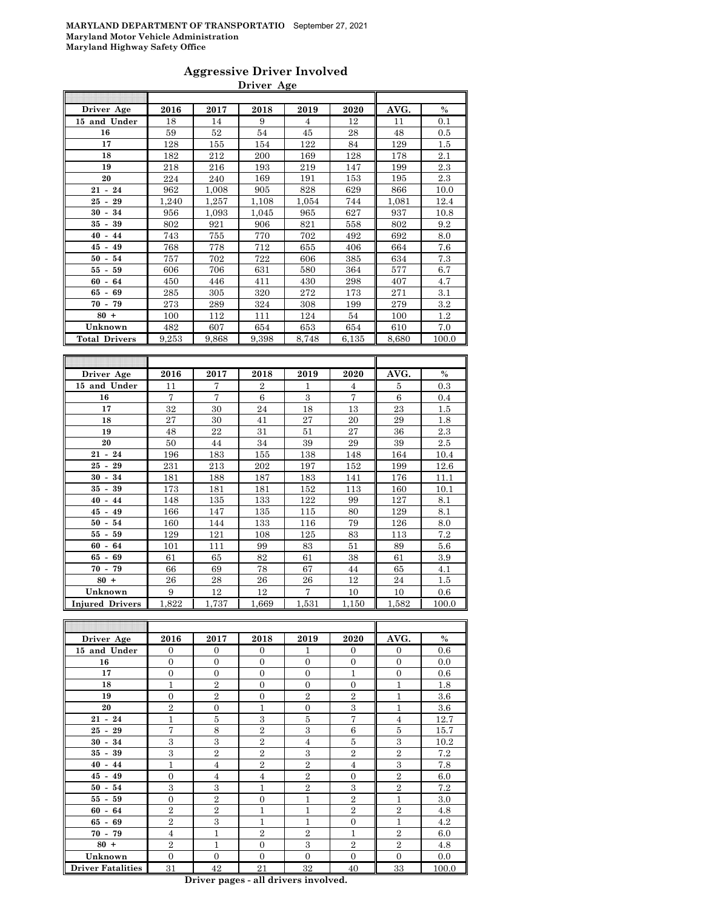**MARYLAND DEPARTMENT OF TRANSPORTATIO** September 27, 2021
**Maryland Motor Vehicle Administration**
**Maryland Highway Safety Office**

## Aggressive Driver Involved

### Driver Age

| Driver Age | 2016 | 2017 | 2018 | 2019 | 2020 | AVG. | % |
|---|---|---|---|---|---|---|---|
| 15 and Under | 18 | 14 | 9 | 4 | 12 | 11 | 0.1 |
| 16 | 59 | 52 | 54 | 45 | 28 | 48 | 0.5 |
| 17 | 128 | 155 | 154 | 122 | 84 | 129 | 1.5 |
| 18 | 182 | 212 | 200 | 169 | 128 | 178 | 2.1 |
| 19 | 218 | 216 | 193 | 219 | 147 | 199 | 2.3 |
| 20 | 224 | 240 | 169 | 191 | 153 | 195 | 2.3 |
| 21 - 24 | 962 | 1,008 | 905 | 828 | 629 | 866 | 10.0 |
| 25 - 29 | 1,240 | 1,257 | 1,108 | 1,054 | 744 | 1,081 | 12.4 |
| 30 - 34 | 956 | 1,093 | 1,045 | 965 | 627 | 937 | 10.8 |
| 35 - 39 | 802 | 921 | 906 | 821 | 558 | 802 | 9.2 |
| 40 - 44 | 743 | 755 | 770 | 702 | 492 | 692 | 8.0 |
| 45 - 49 | 768 | 778 | 712 | 655 | 406 | 664 | 7.6 |
| 50 - 54 | 757 | 702 | 722 | 606 | 385 | 634 | 7.3 |
| 55 - 59 | 606 | 706 | 631 | 580 | 364 | 577 | 6.7 |
| 60 - 64 | 450 | 446 | 411 | 430 | 298 | 407 | 4.7 |
| 65 - 69 | 285 | 305 | 320 | 272 | 173 | 271 | 3.1 |
| 70 - 79 | 273 | 289 | 324 | 308 | 199 | 279 | 3.2 |
| 80 + | 100 | 112 | 111 | 124 | 54 | 100 | 1.2 |
| Unknown | 482 | 607 | 654 | 653 | 654 | 610 | 7.0 |
| Total Drivers | 9,253 | 9,868 | 9,398 | 8,748 | 6,135 | 8,680 | 100.0 |

| Driver Age | 2016 | 2017 | 2018 | 2019 | 2020 | AVG. | % |
|---|---|---|---|---|---|---|---|
| 15 and Under | 11 | 7 | 2 | 1 | 4 | 5 | 0.3 |
| 16 | 7 | 7 | 6 | 3 | 7 | 6 | 0.4 |
| 17 | 32 | 30 | 24 | 18 | 13 | 23 | 1.5 |
| 18 | 27 | 30 | 41 | 27 | 20 | 29 | 1.8 |
| 19 | 48 | 22 | 31 | 51 | 27 | 36 | 2.3 |
| 20 | 50 | 44 | 34 | 39 | 29 | 39 | 2.5 |
| 21 - 24 | 196 | 183 | 155 | 138 | 148 | 164 | 10.4 |
| 25 - 29 | 231 | 213 | 202 | 197 | 152 | 199 | 12.6 |
| 30 - 34 | 181 | 188 | 187 | 183 | 141 | 176 | 11.1 |
| 35 - 39 | 173 | 181 | 181 | 152 | 113 | 160 | 10.1 |
| 40 - 44 | 148 | 135 | 133 | 122 | 99 | 127 | 8.1 |
| 45 - 49 | 166 | 147 | 135 | 115 | 80 | 129 | 8.1 |
| 50 - 54 | 160 | 144 | 133 | 116 | 79 | 126 | 8.0 |
| 55 - 59 | 129 | 121 | 108 | 125 | 83 | 113 | 7.2 |
| 60 - 64 | 101 | 111 | 99 | 83 | 51 | 89 | 5.6 |
| 65 - 69 | 61 | 65 | 82 | 61 | 38 | 61 | 3.9 |
| 70 - 79 | 66 | 69 | 78 | 67 | 44 | 65 | 4.1 |
| 80 + | 26 | 28 | 26 | 26 | 12 | 24 | 1.5 |
| Unknown | 9 | 12 | 12 | 7 | 10 | 10 | 0.6 |
| Injured Drivers | 1,822 | 1,737 | 1,669 | 1,531 | 1,150 | 1,582 | 100.0 |

| Driver Age | 2016 | 2017 | 2018 | 2019 | 2020 | AVG. | % |
|---|---|---|---|---|---|---|---|
| 15 and Under | 0 | 0 | 0 | 1 | 0 | 0 | 0.6 |
| 16 | 0 | 0 | 0 | 0 | 0 | 0 | 0.0 |
| 17 | 0 | 0 | 0 | 0 | 1 | 0 | 0.6 |
| 18 | 1 | 2 | 0 | 0 | 0 | 1 | 1.8 |
| 19 | 0 | 2 | 0 | 2 | 2 | 1 | 3.6 |
| 20 | 2 | 0 | 1 | 0 | 3 | 1 | 3.6 |
| 21 - 24 | 1 | 5 | 3 | 5 | 7 | 4 | 12.7 |
| 25 - 29 | 7 | 8 | 2 | 3 | 6 | 5 | 15.7 |
| 30 - 34 | 3 | 3 | 2 | 4 | 5 | 3 | 10.2 |
| 35 - 39 | 3 | 2 | 2 | 3 | 2 | 2 | 7.2 |
| 40 - 44 | 1 | 4 | 2 | 2 | 4 | 3 | 7.8 |
| 45 - 49 | 0 | 4 | 4 | 2 | 0 | 2 | 6.0 |
| 50 - 54 | 3 | 3 | 1 | 2 | 3 | 2 | 7.2 |
| 55 - 59 | 0 | 2 | 0 | 1 | 2 | 1 | 3.0 |
| 60 - 64 | 2 | 2 | 1 | 1 | 2 | 2 | 4.8 |
| 65 - 69 | 2 | 3 | 1 | 1 | 0 | 1 | 4.2 |
| 70 - 79 | 4 | 1 | 2 | 2 | 1 | 2 | 6.0 |
| 80 + | 2 | 1 | 0 | 3 | 2 | 2 | 4.8 |
| Unknown | 0 | 0 | 0 | 0 | 0 | 0 | 0.0 |
| Driver Fatalities | 31 | 42 | 21 | 32 | 40 | 33 | 100.0 |

**Driver pages - all drivers involved.**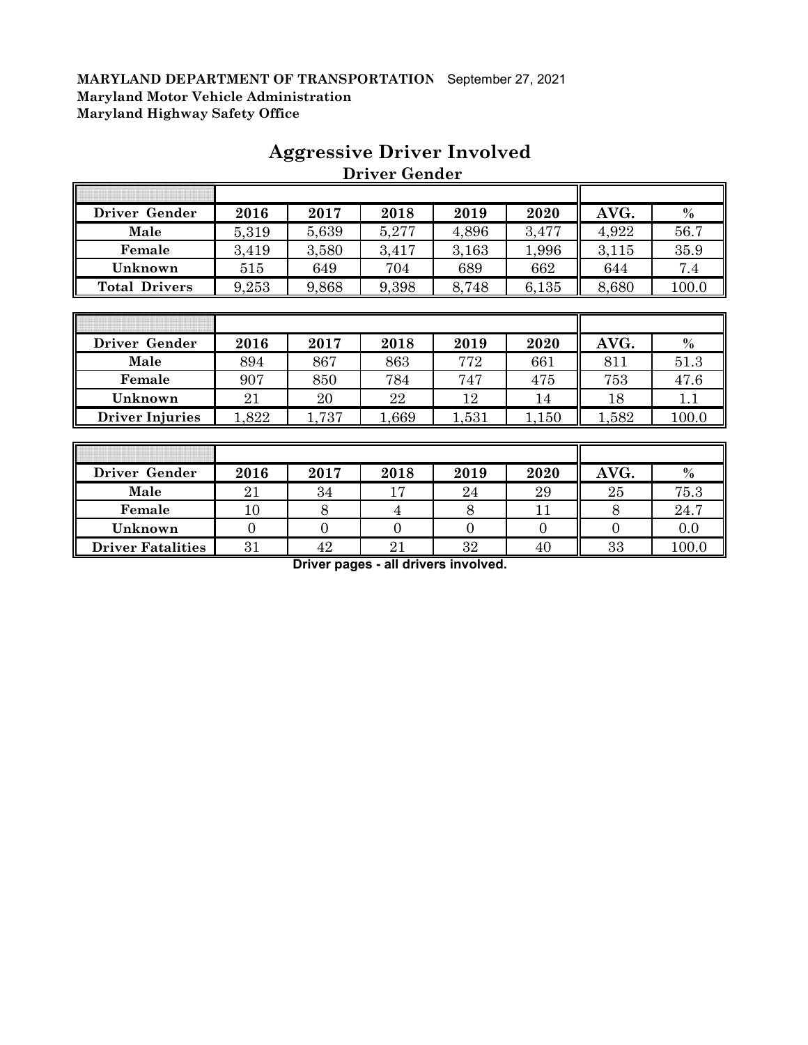**MARYLAND DEPARTMENT OF TRANSPORTATION** September 27, 2021
**Maryland Motor Vehicle Administration**
**Maryland Highway Safety Office**

# Aggressive Driver Involved

## Driver Gender

| Driver Gender | 2016 | 2017 | 2018 | 2019 | 2020 | AVG. | % |
|---|---|---|---|---|---|---|---|
| Male | 5,319 | 5,639 | 5,277 | 4,896 | 3,477 | 4,922 | 56.7 |
| Female | 3,419 | 3,580 | 3,417 | 3,163 | 1,996 | 3,115 | 35.9 |
| Unknown | 515 | 649 | 704 | 689 | 662 | 644 | 7.4 |
| Total Drivers | 9,253 | 9,868 | 9,398 | 8,748 | 6,135 | 8,680 | 100.0 |

| Driver Gender | 2016 | 2017 | 2018 | 2019 | 2020 | AVG. | % |
|---|---|---|---|---|---|---|---|
| Male | 894 | 867 | 863 | 772 | 661 | 811 | 51.3 |
| Female | 907 | 850 | 784 | 747 | 475 | 753 | 47.6 |
| Unknown | 21 | 20 | 22 | 12 | 14 | 18 | 1.1 |
| Driver Injuries | 1,822 | 1,737 | 1,669 | 1,531 | 1,150 | 1,582 | 100.0 |

| Driver Gender | 2016 | 2017 | 2018 | 2019 | 2020 | AVG. | % |
|---|---|---|---|---|---|---|---|
| Male | 21 | 34 | 17 | 24 | 29 | 25 | 75.3 |
| Female | 10 | 8 | 4 | 8 | 11 | 8 | 24.7 |
| Unknown | 0 | 0 | 0 | 0 | 0 | 0 | 0.0 |
| Driver Fatalities | 31 | 42 | 21 | 32 | 40 | 33 | 100.0 |

**Driver pages - all drivers involved.**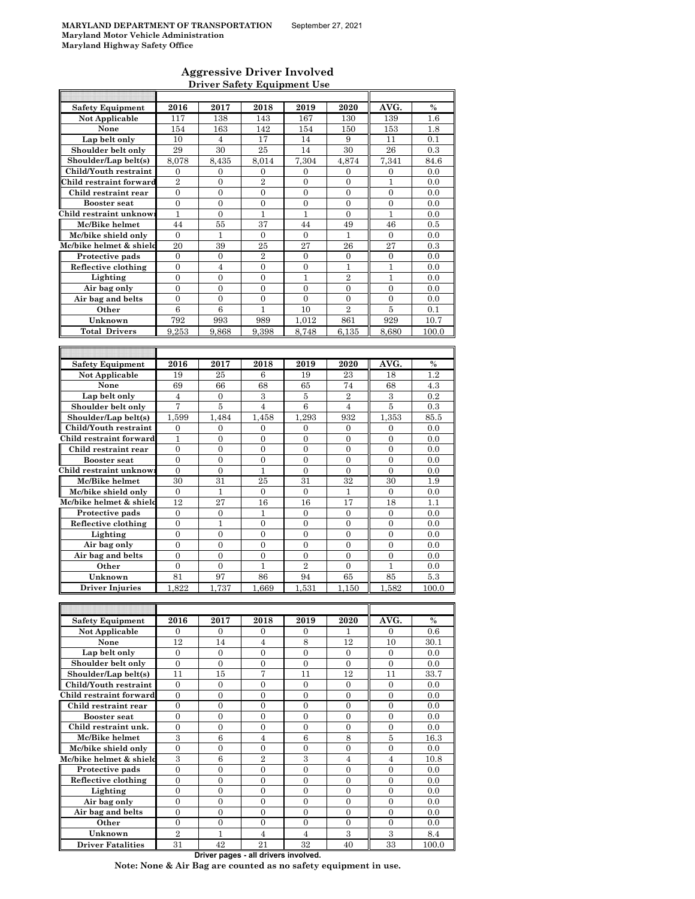MARYLAND DEPARTMENT OF TRANSPORTATION September 27, 2021
Maryland Motor Vehicle Administration
Maryland Highway Safety Office

## Aggressive Driver Involved

### Driver Safety Equipment Use

| Safety Equipment | 2016 | 2017 | 2018 | 2019 | 2020 | AVG. | % |
|---|---|---|---|---|---|---|---|
| Not Applicable | 117 | 138 | 143 | 167 | 130 | 139 | 1.6 |
| None | 154 | 163 | 142 | 154 | 150 | 153 | 1.8 |
| Lap belt only | 10 | 4 | 17 | 14 | 9 | 11 | 0.1 |
| Shoulder belt only | 29 | 30 | 25 | 14 | 30 | 26 | 0.3 |
| Shoulder/Lap belt(s) | 8,078 | 8,435 | 8,014 | 7,304 | 4,874 | 7,341 | 84.6 |
| Child/Youth restraint | 0 | 0 | 0 | 0 | 0 | 0 | 0.0 |
| Child restraint forward | 2 | 0 | 2 | 0 | 0 | 1 | 0.0 |
| Child restraint rear | 0 | 0 | 0 | 0 | 0 | 0 | 0.0 |
| Booster seat | 0 | 0 | 0 | 0 | 0 | 0 | 0.0 |
| Child restraint unknown | 1 | 0 | 1 | 1 | 0 | 1 | 0.0 |
| Mc/Bike helmet | 44 | 55 | 37 | 44 | 49 | 46 | 0.5 |
| Mc/bike shield only | 0 | 1 | 0 | 0 | 1 | 0 | 0.0 |
| Mc/bike helmet & shield | 20 | 39 | 25 | 27 | 26 | 27 | 0.3 |
| Protective pads | 0 | 0 | 2 | 0 | 0 | 0 | 0.0 |
| Reflective clothing | 0 | 4 | 0 | 0 | 1 | 1 | 0.0 |
| Lighting | 0 | 0 | 0 | 1 | 2 | 1 | 0.0 |
| Air bag only | 0 | 0 | 0 | 0 | 0 | 0 | 0.0 |
| Air bag and belts | 0 | 0 | 0 | 0 | 0 | 0 | 0.0 |
| Other | 6 | 6 | 1 | 10 | 2 | 5 | 0.1 |
| Unknown | 792 | 993 | 989 | 1,012 | 861 | 929 | 10.7 |
| Total Drivers | 9,253 | 9,868 | 9,398 | 8,748 | 6,135 | 8,680 | 100.0 |

| Safety Equipment | 2016 | 2017 | 2018 | 2019 | 2020 | AVG. | % |
|---|---|---|---|---|---|---|---|
| Not Applicable | 19 | 25 | 6 | 19 | 23 | 18 | 1.2 |
| None | 69 | 66 | 68 | 65 | 74 | 68 | 4.3 |
| Lap belt only | 4 | 0 | 3 | 5 | 2 | 3 | 0.2 |
| Shoulder belt only | 7 | 5 | 4 | 6 | 4 | 5 | 0.3 |
| Shoulder/Lap belt(s) | 1,599 | 1,484 | 1,458 | 1,293 | 932 | 1,353 | 85.5 |
| Child/Youth restraint | 0 | 0 | 0 | 0 | 0 | 0 | 0.0 |
| Child restraint forward | 1 | 0 | 0 | 0 | 0 | 0 | 0.0 |
| Child restraint rear | 0 | 0 | 0 | 0 | 0 | 0 | 0.0 |
| Booster seat | 0 | 0 | 0 | 0 | 0 | 0 | 0.0 |
| Child restraint unknown | 0 | 0 | 1 | 0 | 0 | 0 | 0.0 |
| Mc/Bike helmet | 30 | 31 | 25 | 31 | 32 | 30 | 1.9 |
| Mc/bike shield only | 0 | 1 | 0 | 0 | 1 | 0 | 0.0 |
| Mc/bike helmet & shield | 12 | 27 | 16 | 16 | 17 | 18 | 1.1 |
| Protective pads | 0 | 0 | 1 | 0 | 0 | 0 | 0.0 |
| Reflective clothing | 0 | 1 | 0 | 0 | 0 | 0 | 0.0 |
| Lighting | 0 | 0 | 0 | 0 | 0 | 0 | 0.0 |
| Air bag only | 0 | 0 | 0 | 0 | 0 | 0 | 0.0 |
| Air bag and belts | 0 | 0 | 0 | 0 | 0 | 0 | 0.0 |
| Other | 0 | 0 | 1 | 2 | 0 | 1 | 0.0 |
| Unknown | 81 | 97 | 86 | 94 | 65 | 85 | 5.3 |
| Driver Injuries | 1,822 | 1,737 | 1,669 | 1,531 | 1,150 | 1,582 | 100.0 |

| Safety Equipment | 2016 | 2017 | 2018 | 2019 | 2020 | AVG. | % |
|---|---|---|---|---|---|---|---|
| Not Applicable | 0 | 0 | 0 | 0 | 1 | 0 | 0.6 |
| None | 12 | 14 | 4 | 8 | 12 | 10 | 30.1 |
| Lap belt only | 0 | 0 | 0 | 0 | 0 | 0 | 0.0 |
| Shoulder belt only | 0 | 0 | 0 | 0 | 0 | 0 | 0.0 |
| Shoulder/Lap belt(s) | 11 | 15 | 7 | 11 | 12 | 11 | 33.7 |
| Child/Youth restraint | 0 | 0 | 0 | 0 | 0 | 0 | 0.0 |
| Child restraint forward | 0 | 0 | 0 | 0 | 0 | 0 | 0.0 |
| Child restraint rear | 0 | 0 | 0 | 0 | 0 | 0 | 0.0 |
| Booster seat | 0 | 0 | 0 | 0 | 0 | 0 | 0.0 |
| Child restraint unk. | 0 | 0 | 0 | 0 | 0 | 0 | 0.0 |
| Mc/Bike helmet | 3 | 6 | 4 | 6 | 8 | 5 | 16.3 |
| Mc/bike shield only | 0 | 0 | 0 | 0 | 0 | 0 | 0.0 |
| Mc/bike helmet & shield | 3 | 6 | 2 | 3 | 4 | 4 | 10.8 |
| Protective pads | 0 | 0 | 0 | 0 | 0 | 0 | 0.0 |
| Reflective clothing | 0 | 0 | 0 | 0 | 0 | 0 | 0.0 |
| Lighting | 0 | 0 | 0 | 0 | 0 | 0 | 0.0 |
| Air bag only | 0 | 0 | 0 | 0 | 0 | 0 | 0.0 |
| Air bag and belts | 0 | 0 | 0 | 0 | 0 | 0 | 0.0 |
| Other | 0 | 0 | 0 | 0 | 0 | 0 | 0.0 |
| Unknown | 2 | 1 | 4 | 4 | 3 | 3 | 8.4 |
| Driver Fatalities | 31 | 42 | 21 | 32 | 40 | 33 | 100.0 |

Driver pages - all drivers involved.

**Note: None & Air Bag are counted as no safety equipment in use.**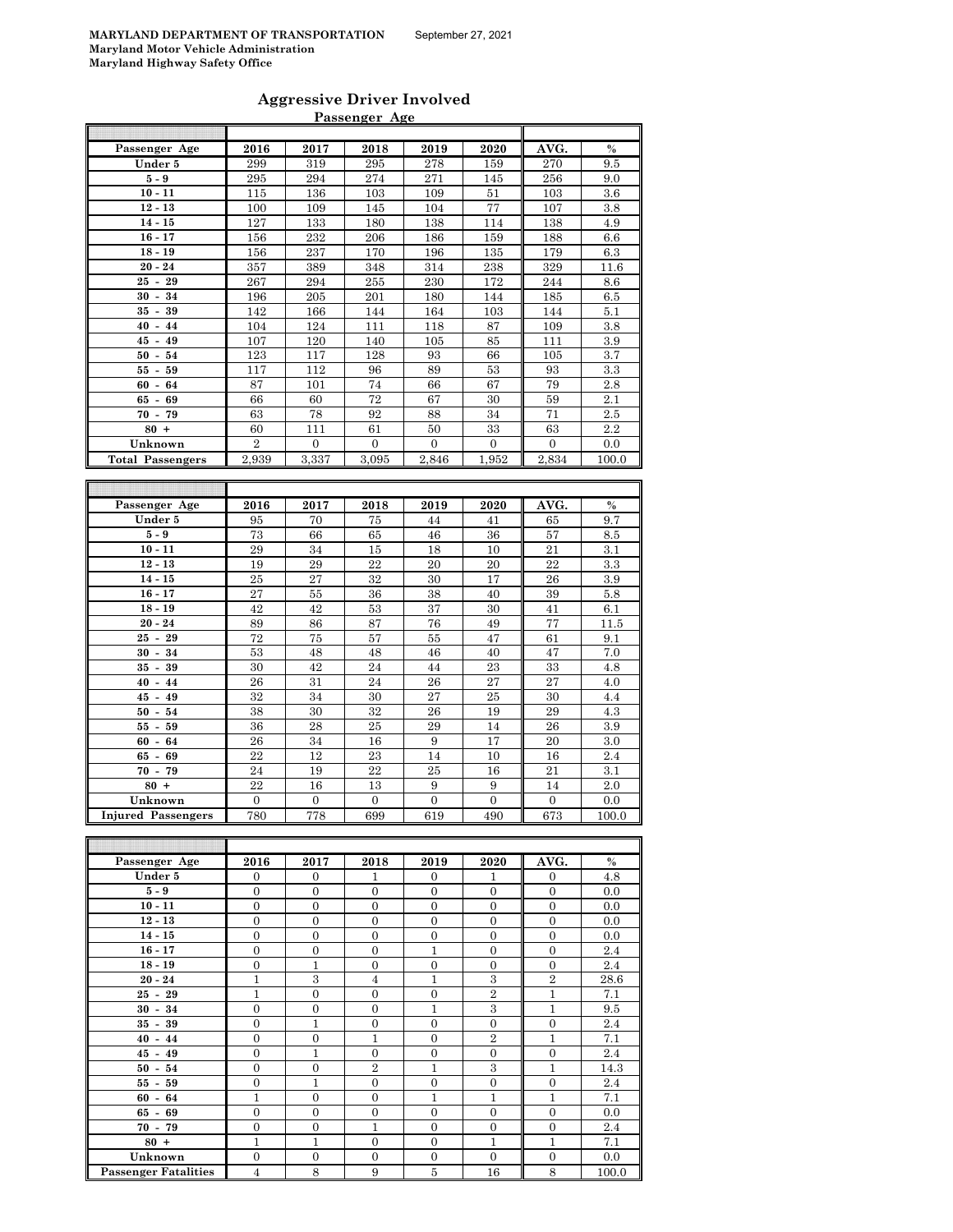MARYLAND DEPARTMENT OF TRANSPORTATION September 27, 2021
Maryland Motor Vehicle Administration
Maryland Highway Safety Office

## Aggressive Driver Involved

### Passenger Age

| Passenger Age | 2016 | 2017 | 2018 | 2019 | 2020 | AVG. | % |
|---|---|---|---|---|---|---|---|
| Under 5 | 299 | 319 | 295 | 278 | 159 | 270 | 9.5 |
| 5 - 9 | 295 | 294 | 274 | 271 | 145 | 256 | 9.0 |
| 10 - 11 | 115 | 136 | 103 | 109 | 51 | 103 | 3.6 |
| 12 - 13 | 100 | 109 | 145 | 104 | 77 | 107 | 3.8 |
| 14 - 15 | 127 | 133 | 180 | 138 | 114 | 138 | 4.9 |
| 16 - 17 | 156 | 232 | 206 | 186 | 159 | 188 | 6.6 |
| 18 - 19 | 156 | 237 | 170 | 196 | 135 | 179 | 6.3 |
| 20 - 24 | 357 | 389 | 348 | 314 | 238 | 329 | 11.6 |
| 25 - 29 | 267 | 294 | 255 | 230 | 172 | 244 | 8.6 |
| 30 - 34 | 196 | 205 | 201 | 180 | 144 | 185 | 6.5 |
| 35 - 39 | 142 | 166 | 144 | 164 | 103 | 144 | 5.1 |
| 40 - 44 | 104 | 124 | 111 | 118 | 87 | 109 | 3.8 |
| 45 - 49 | 107 | 120 | 140 | 105 | 85 | 111 | 3.9 |
| 50 - 54 | 123 | 117 | 128 | 93 | 66 | 105 | 3.7 |
| 55 - 59 | 117 | 112 | 96 | 89 | 53 | 93 | 3.3 |
| 60 - 64 | 87 | 101 | 74 | 66 | 67 | 79 | 2.8 |
| 65 - 69 | 66 | 60 | 72 | 67 | 30 | 59 | 2.1 |
| 70 - 79 | 63 | 78 | 92 | 88 | 34 | 71 | 2.5 |
| 80 + | 60 | 111 | 61 | 50 | 33 | 63 | 2.2 |
| Unknown | 2 | 0 | 0 | 0 | 0 | 0 | 0.0 |
| Total Passengers | 2,939 | 3,337 | 3,095 | 2,846 | 1,952 | 2,834 | 100.0 |

| Passenger Age | 2016 | 2017 | 2018 | 2019 | 2020 | AVG. | % |
|---|---|---|---|---|---|---|---|
| Under 5 | 95 | 70 | 75 | 44 | 41 | 65 | 9.7 |
| 5 - 9 | 73 | 66 | 65 | 46 | 36 | 57 | 8.5 |
| 10 - 11 | 29 | 34 | 15 | 18 | 10 | 21 | 3.1 |
| 12 - 13 | 19 | 29 | 22 | 20 | 20 | 22 | 3.3 |
| 14 - 15 | 25 | 27 | 32 | 30 | 17 | 26 | 3.9 |
| 16 - 17 | 27 | 55 | 36 | 38 | 40 | 39 | 5.8 |
| 18 - 19 | 42 | 42 | 53 | 37 | 30 | 41 | 6.1 |
| 20 - 24 | 89 | 86 | 87 | 76 | 49 | 77 | 11.5 |
| 25 - 29 | 72 | 75 | 57 | 55 | 47 | 61 | 9.1 |
| 30 - 34 | 53 | 48 | 48 | 46 | 40 | 47 | 7.0 |
| 35 - 39 | 30 | 42 | 24 | 44 | 23 | 33 | 4.8 |
| 40 - 44 | 26 | 31 | 24 | 26 | 27 | 27 | 4.0 |
| 45 - 49 | 32 | 34 | 30 | 27 | 25 | 30 | 4.4 |
| 50 - 54 | 38 | 30 | 32 | 26 | 19 | 29 | 4.3 |
| 55 - 59 | 36 | 28 | 25 | 29 | 14 | 26 | 3.9 |
| 60 - 64 | 26 | 34 | 16 | 9 | 17 | 20 | 3.0 |
| 65 - 69 | 22 | 12 | 23 | 14 | 10 | 16 | 2.4 |
| 70 - 79 | 24 | 19 | 22 | 25 | 16 | 21 | 3.1 |
| 80 + | 22 | 16 | 13 | 9 | 9 | 14 | 2.0 |
| Unknown | 0 | 0 | 0 | 0 | 0 | 0 | 0.0 |
| Injured Passengers | 780 | 778 | 699 | 619 | 490 | 673 | 100.0 |

| Passenger Age | 2016 | 2017 | 2018 | 2019 | 2020 | AVG. | % |
|---|---|---|---|---|---|---|---|
| Under 5 | 0 | 0 | 1 | 0 | 1 | 0 | 4.8 |
| 5 - 9 | 0 | 0 | 0 | 0 | 0 | 0 | 0.0 |
| 10 - 11 | 0 | 0 | 0 | 0 | 0 | 0 | 0.0 |
| 12 - 13 | 0 | 0 | 0 | 0 | 0 | 0 | 0.0 |
| 14 - 15 | 0 | 0 | 0 | 0 | 0 | 0 | 0.0 |
| 16 - 17 | 0 | 0 | 0 | 1 | 0 | 0 | 2.4 |
| 18 - 19 | 0 | 1 | 0 | 0 | 0 | 0 | 2.4 |
| 20 - 24 | 1 | 3 | 4 | 1 | 3 | 2 | 28.6 |
| 25 - 29 | 1 | 0 | 0 | 0 | 2 | 1 | 7.1 |
| 30 - 34 | 0 | 0 | 0 | 1 | 3 | 1 | 9.5 |
| 35 - 39 | 0 | 1 | 0 | 0 | 0 | 0 | 2.4 |
| 40 - 44 | 0 | 0 | 1 | 0 | 2 | 1 | 7.1 |
| 45 - 49 | 0 | 1 | 0 | 0 | 0 | 0 | 2.4 |
| 50 - 54 | 0 | 0 | 2 | 1 | 3 | 1 | 14.3 |
| 55 - 59 | 0 | 1 | 0 | 0 | 0 | 0 | 2.4 |
| 60 - 64 | 1 | 0 | 0 | 1 | 1 | 1 | 7.1 |
| 65 - 69 | 0 | 0 | 0 | 0 | 0 | 0 | 0.0 |
| 70 - 79 | 0 | 0 | 1 | 0 | 0 | 0 | 2.4 |
| 80 + | 1 | 1 | 0 | 0 | 1 | 1 | 7.1 |
| Unknown | 0 | 0 | 0 | 0 | 0 | 0 | 0.0 |
| Passenger Fatalities | 4 | 8 | 9 | 5 | 16 | 8 | 100.0 |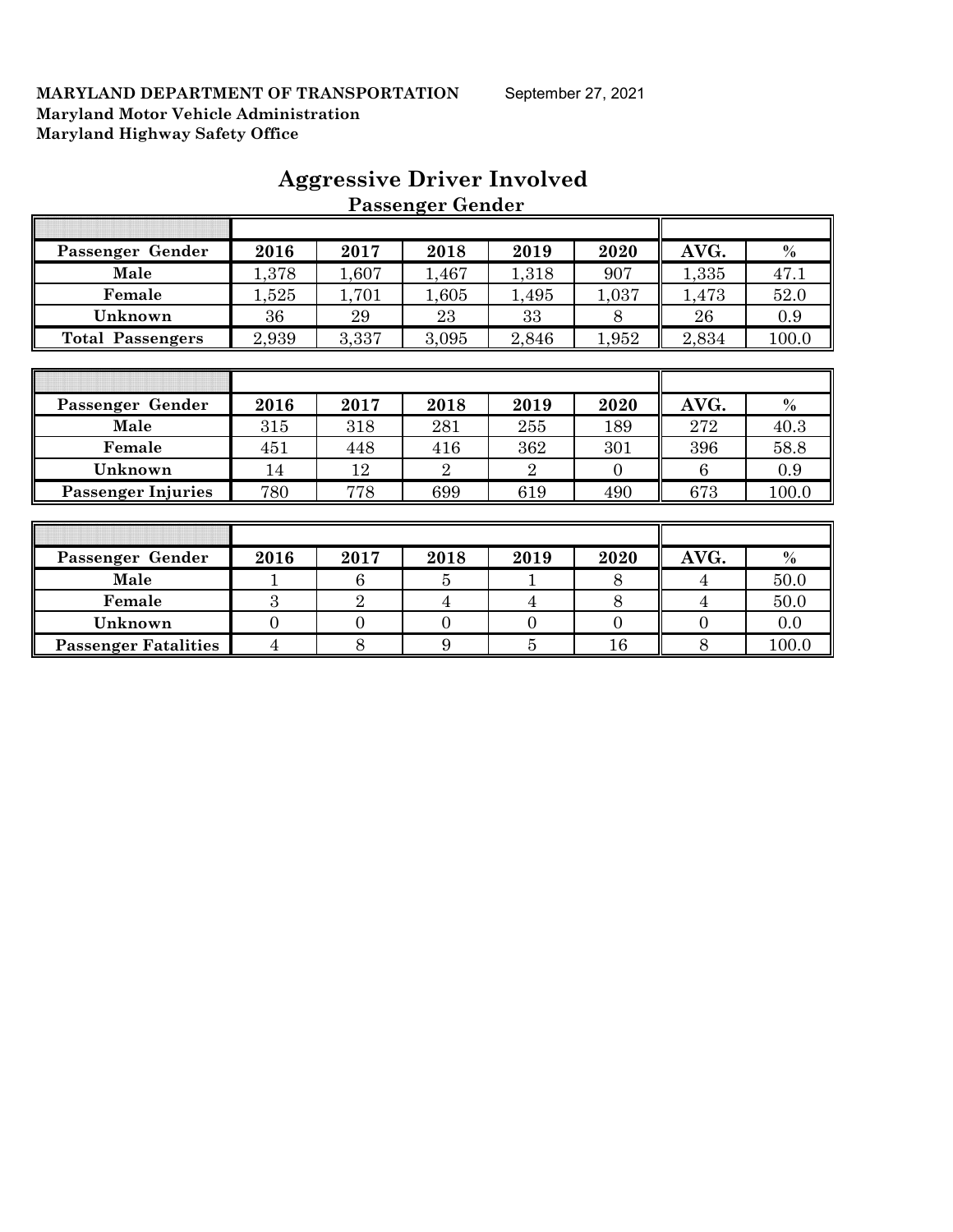**MARYLAND DEPARTMENT OF TRANSPORTATION** September 27, 2021
**Maryland Motor Vehicle Administration**
**Maryland Highway Safety Office**

# Aggressive Driver Involved

## Passenger Gender

| Passenger Gender | 2016 | 2017 | 2018 | 2019 | 2020 | AVG. | % |
|---|---|---|---|---|---|---|---|
| Male | 1,378 | 1,607 | 1,467 | 1,318 | 907 | 1,335 | 47.1 |
| Female | 1,525 | 1,701 | 1,605 | 1,495 | 1,037 | 1,473 | 52.0 |
| Unknown | 36 | 29 | 23 | 33 | 8 | 26 | 0.9 |
| Total Passengers | 2,939 | 3,337 | 3,095 | 2,846 | 1,952 | 2,834 | 100.0 |

| Passenger Gender | 2016 | 2017 | 2018 | 2019 | 2020 | AVG. | % |
|---|---|---|---|---|---|---|---|
| Male | 315 | 318 | 281 | 255 | 189 | 272 | 40.3 |
| Female | 451 | 448 | 416 | 362 | 301 | 396 | 58.8 |
| Unknown | 14 | 12 | 2 | 2 | 0 | 6 | 0.9 |
| Passenger Injuries | 780 | 778 | 699 | 619 | 490 | 673 | 100.0 |

| Passenger Gender | 2016 | 2017 | 2018 | 2019 | 2020 | AVG. | % |
|---|---|---|---|---|---|---|---|
| Male | 1 | 6 | 5 | 1 | 8 | 4 | 50.0 |
| Female | 3 | 2 | 4 | 4 | 8 | 4 | 50.0 |
| Unknown | 0 | 0 | 0 | 0 | 0 | 0 | 0.0 |
| Passenger Fatalities | 4 | 8 | 9 | 5 | 16 | 8 | 100.0 |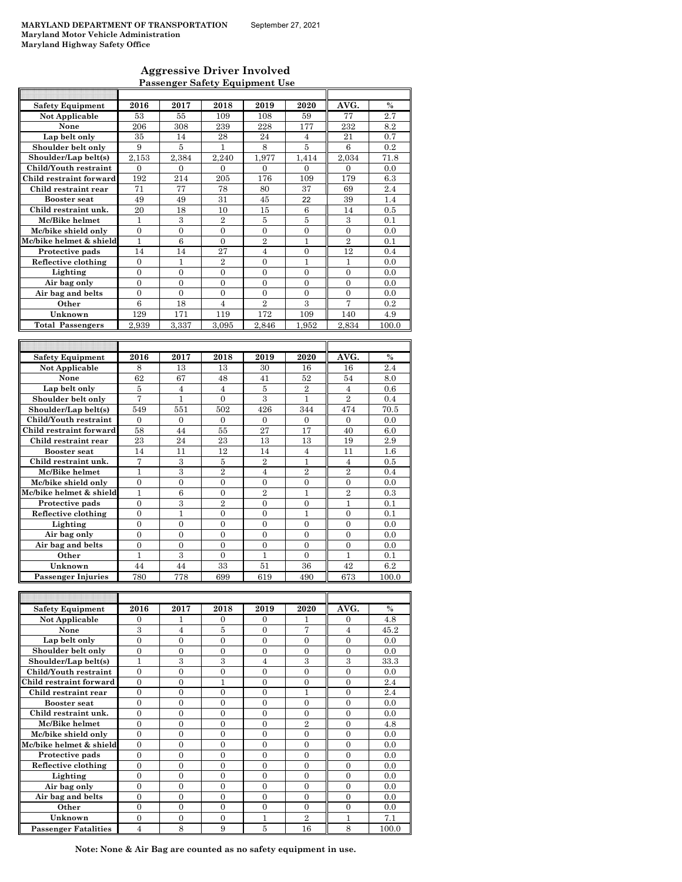**MARYLAND DEPARTMENT OF TRANSPORTATION** September 27, 2021
**Maryland Motor Vehicle Administration**
**Maryland Highway Safety Office**

## Aggressive Driver Involved

### Passenger Safety Equipment Use

| Safety Equipment | 2016 | 2017 | 2018 | 2019 | 2020 | AVG. | % |
|---|---|---|---|---|---|---|---|
| Not Applicable | 53 | 55 | 109 | 108 | 59 | 77 | 2.7 |
| None | 206 | 308 | 239 | 228 | 177 | 232 | 8.2 |
| Lap belt only | 35 | 14 | 28 | 24 | 4 | 21 | 0.7 |
| Shoulder belt only | 9 | 5 | 1 | 8 | 5 | 6 | 0.2 |
| Shoulder/Lap belt(s) | 2,153 | 2,384 | 2,240 | 1,977 | 1,414 | 2,034 | 71.8 |
| Child/Youth restraint | 0 | 0 | 0 | 0 | 0 | 0 | 0.0 |
| Child restraint forward | 192 | 214 | 205 | 176 | 109 | 179 | 6.3 |
| Child restraint rear | 71 | 77 | 78 | 80 | 37 | 69 | 2.4 |
| Booster seat | 49 | 49 | 31 | 45 | 22 | 39 | 1.4 |
| Child restraint unk. | 20 | 18 | 10 | 15 | 6 | 14 | 0.5 |
| Mc/Bike helmet | 1 | 3 | 2 | 5 | 5 | 3 | 0.1 |
| Mc/bike shield only | 0 | 0 | 0 | 0 | 0 | 0 | 0.0 |
| Mc/bike helmet & shield | 1 | 6 | 0 | 2 | 1 | 2 | 0.1 |
| Protective pads | 14 | 14 | 27 | 4 | 0 | 12 | 0.4 |
| Reflective clothing | 0 | 1 | 2 | 0 | 1 | 1 | 0.0 |
| Lighting | 0 | 0 | 0 | 0 | 0 | 0 | 0.0 |
| Air bag only | 0 | 0 | 0 | 0 | 0 | 0 | 0.0 |
| Air bag and belts | 0 | 0 | 0 | 0 | 0 | 0 | 0.0 |
| Other | 6 | 18 | 4 | 2 | 3 | 7 | 0.2 |
| Unknown | 129 | 171 | 119 | 172 | 109 | 140 | 4.9 |
| Total Passengers | 2,939 | 3,337 | 3,095 | 2,846 | 1,952 | 2,834 | 100.0 |

| Safety Equipment | 2016 | 2017 | 2018 | 2019 | 2020 | AVG. | % |
|---|---|---|---|---|---|---|---|
| Not Applicable | 8 | 13 | 13 | 30 | 16 | 16 | 2.4 |
| None | 62 | 67 | 48 | 41 | 52 | 54 | 8.0 |
| Lap belt only | 5 | 4 | 4 | 5 | 2 | 4 | 0.6 |
| Shoulder belt only | 7 | 1 | 0 | 3 | 1 | 2 | 0.4 |
| Shoulder/Lap belt(s) | 549 | 551 | 502 | 426 | 344 | 474 | 70.5 |
| Child/Youth restraint | 0 | 0 | 0 | 0 | 0 | 0 | 0.0 |
| Child restraint forward | 58 | 44 | 55 | 27 | 17 | 40 | 6.0 |
| Child restraint rear | 23 | 24 | 23 | 13 | 13 | 19 | 2.9 |
| Booster seat | 14 | 11 | 12 | 14 | 4 | 11 | 1.6 |
| Child restraint unk. | 7 | 3 | 5 | 2 | 1 | 4 | 0.5 |
| Mc/Bike helmet | 1 | 3 | 2 | 4 | 2 | 2 | 0.4 |
| Mc/bike shield only | 0 | 0 | 0 | 0 | 0 | 0 | 0.0 |
| Mc/bike helmet & shield | 1 | 6 | 0 | 2 | 1 | 2 | 0.3 |
| Protective pads | 0 | 3 | 2 | 0 | 0 | 1 | 0.1 |
| Reflective clothing | 0 | 1 | 0 | 0 | 1 | 0 | 0.1 |
| Lighting | 0 | 0 | 0 | 0 | 0 | 0 | 0.0 |
| Air bag only | 0 | 0 | 0 | 0 | 0 | 0 | 0.0 |
| Air bag and belts | 0 | 0 | 0 | 0 | 0 | 0 | 0.0 |
| Other | 1 | 3 | 0 | 1 | 0 | 1 | 0.1 |
| Unknown | 44 | 44 | 33 | 51 | 36 | 42 | 6.2 |
| Passenger Injuries | 780 | 778 | 699 | 619 | 490 | 673 | 100.0 |

| Safety Equipment | 2016 | 2017 | 2018 | 2019 | 2020 | AVG. | % |
|---|---|---|---|---|---|---|---|
| Not Applicable | 0 | 1 | 0 | 0 | 1 | 0 | 4.8 |
| None | 3 | 4 | 5 | 0 | 7 | 4 | 45.2 |
| Lap belt only | 0 | 0 | 0 | 0 | 0 | 0 | 0.0 |
| Shoulder belt only | 0 | 0 | 0 | 0 | 0 | 0 | 0.0 |
| Shoulder/Lap belt(s) | 1 | 3 | 3 | 4 | 3 | 3 | 33.3 |
| Child/Youth restraint | 0 | 0 | 0 | 0 | 0 | 0 | 0.0 |
| Child restraint forward | 0 | 0 | 1 | 0 | 0 | 0 | 2.4 |
| Child restraint rear | 0 | 0 | 0 | 0 | 1 | 0 | 2.4 |
| Booster seat | 0 | 0 | 0 | 0 | 0 | 0 | 0.0 |
| Child restraint unk. | 0 | 0 | 0 | 0 | 0 | 0 | 0.0 |
| Mc/Bike helmet | 0 | 0 | 0 | 0 | 2 | 0 | 4.8 |
| Mc/bike shield only | 0 | 0 | 0 | 0 | 0 | 0 | 0.0 |
| Mc/bike helmet & shield | 0 | 0 | 0 | 0 | 0 | 0 | 0.0 |
| Protective pads | 0 | 0 | 0 | 0 | 0 | 0 | 0.0 |
| Reflective clothing | 0 | 0 | 0 | 0 | 0 | 0 | 0.0 |
| Lighting | 0 | 0 | 0 | 0 | 0 | 0 | 0.0 |
| Air bag only | 0 | 0 | 0 | 0 | 0 | 0 | 0.0 |
| Air bag and belts | 0 | 0 | 0 | 0 | 0 | 0 | 0.0 |
| Other | 0 | 0 | 0 | 0 | 0 | 0 | 0.0 |
| Unknown | 0 | 0 | 0 | 1 | 2 | 1 | 7.1 |
| Passenger Fatalities | 4 | 8 | 9 | 5 | 16 | 8 | 100.0 |

**Note: None & Air Bag are counted as no safety equipment in use.**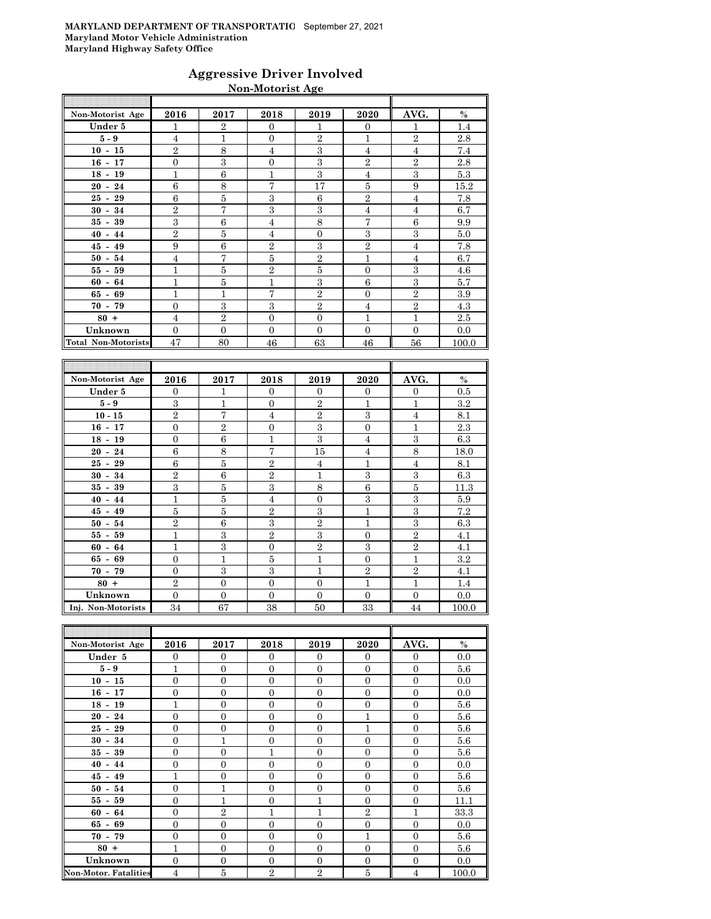MARYLAND DEPARTMENT OF TRANSPORTATIO September 27, 2021
Maryland Motor Vehicle Administration
Maryland Highway Safety Office

## Aggressive Driver Involved

### Non-Motorist Age

| Non-Motorist Age | 2016 | 2017 | 2018 | 2019 | 2020 | AVG. | % |
|---|---|---|---|---|---|---|---|
| Under 5 | 1 | 2 | 0 | 1 | 0 | 1 | 1.4 |
| 5 - 9 | 4 | 1 | 0 | 2 | 1 | 2 | 2.8 |
| 10 - 15 | 2 | 8 | 4 | 3 | 4 | 4 | 7.4 |
| 16 - 17 | 0 | 3 | 0 | 3 | 2 | 2 | 2.8 |
| 18 - 19 | 1 | 6 | 1 | 3 | 4 | 3 | 5.3 |
| 20 - 24 | 6 | 8 | 7 | 17 | 5 | 9 | 15.2 |
| 25 - 29 | 6 | 5 | 3 | 6 | 2 | 4 | 7.8 |
| 30 - 34 | 2 | 7 | 3 | 3 | 4 | 4 | 6.7 |
| 35 - 39 | 3 | 6 | 4 | 8 | 7 | 6 | 9.9 |
| 40 - 44 | 2 | 5 | 4 | 0 | 3 | 3 | 5.0 |
| 45 - 49 | 9 | 6 | 2 | 3 | 2 | 4 | 7.8 |
| 50 - 54 | 4 | 7 | 5 | 2 | 1 | 4 | 6.7 |
| 55 - 59 | 1 | 5 | 2 | 5 | 0 | 3 | 4.6 |
| 60 - 64 | 1 | 5 | 1 | 3 | 6 | 3 | 5.7 |
| 65 - 69 | 1 | 1 | 7 | 2 | 0 | 2 | 3.9 |
| 70 - 79 | 0 | 3 | 3 | 2 | 4 | 2 | 4.3 |
| 80 + | 4 | 2 | 0 | 0 | 1 | 1 | 2.5 |
| Unknown | 0 | 0 | 0 | 0 | 0 | 0 | 0.0 |
| Total Non-Motorists | 47 | 80 | 46 | 63 | 46 | 56 | 100.0 |

| Non-Motorist Age | 2016 | 2017 | 2018 | 2019 | 2020 | AVG. | % |
|---|---|---|---|---|---|---|---|
| Under 5 | 0 | 1 | 0 | 0 | 0 | 0 | 0.5 |
| 5 - 9 | 3 | 1 | 0 | 2 | 1 | 1 | 3.2 |
| 10 - 15 | 2 | 7 | 4 | 2 | 3 | 4 | 8.1 |
| 16 - 17 | 0 | 2 | 0 | 3 | 0 | 1 | 2.3 |
| 18 - 19 | 0 | 6 | 1 | 3 | 4 | 3 | 6.3 |
| 20 - 24 | 6 | 8 | 7 | 15 | 4 | 8 | 18.0 |
| 25 - 29 | 6 | 5 | 2 | 4 | 1 | 4 | 8.1 |
| 30 - 34 | 2 | 6 | 2 | 1 | 3 | 3 | 6.3 |
| 35 - 39 | 3 | 5 | 3 | 8 | 6 | 5 | 11.3 |
| 40 - 44 | 1 | 5 | 4 | 0 | 3 | 3 | 5.9 |
| 45 - 49 | 5 | 5 | 2 | 3 | 1 | 3 | 7.2 |
| 50 - 54 | 2 | 6 | 3 | 2 | 1 | 3 | 6.3 |
| 55 - 59 | 1 | 3 | 2 | 3 | 0 | 2 | 4.1 |
| 60 - 64 | 1 | 3 | 0 | 2 | 3 | 2 | 4.1 |
| 65 - 69 | 0 | 1 | 5 | 1 | 0 | 1 | 3.2 |
| 70 - 79 | 0 | 3 | 3 | 1 | 2 | 2 | 4.1 |
| 80 + | 2 | 0 | 0 | 0 | 1 | 1 | 1.4 |
| Unknown | 0 | 0 | 0 | 0 | 0 | 0 | 0.0 |
| Inj. Non-Motorists | 34 | 67 | 38 | 50 | 33 | 44 | 100.0 |

| Non-Motorist Age | 2016 | 2017 | 2018 | 2019 | 2020 | AVG. | % |
|---|---|---|---|---|---|---|---|
| Under 5 | 0 | 0 | 0 | 0 | 0 | 0 | 0.0 |
| 5 - 9 | 1 | 0 | 0 | 0 | 0 | 0 | 5.6 |
| 10 - 15 | 0 | 0 | 0 | 0 | 0 | 0 | 0.0 |
| 16 - 17 | 0 | 0 | 0 | 0 | 0 | 0 | 0.0 |
| 18 - 19 | 1 | 0 | 0 | 0 | 0 | 0 | 5.6 |
| 20 - 24 | 0 | 0 | 0 | 0 | 1 | 0 | 5.6 |
| 25 - 29 | 0 | 0 | 0 | 0 | 1 | 0 | 5.6 |
| 30 - 34 | 0 | 1 | 0 | 0 | 0 | 0 | 5.6 |
| 35 - 39 | 0 | 0 | 1 | 0 | 0 | 0 | 5.6 |
| 40 - 44 | 0 | 0 | 0 | 0 | 0 | 0 | 0.0 |
| 45 - 49 | 1 | 0 | 0 | 0 | 0 | 0 | 5.6 |
| 50 - 54 | 0 | 1 | 0 | 0 | 0 | 0 | 5.6 |
| 55 - 59 | 0 | 1 | 0 | 1 | 0 | 0 | 11.1 |
| 60 - 64 | 0 | 2 | 1 | 1 | 2 | 1 | 33.3 |
| 65 - 69 | 0 | 0 | 0 | 0 | 0 | 0 | 0.0 |
| 70 - 79 | 0 | 0 | 0 | 0 | 1 | 0 | 5.6 |
| 80 + | 1 | 0 | 0 | 0 | 0 | 0 | 5.6 |
| Unknown | 0 | 0 | 0 | 0 | 0 | 0 | 0.0 |
| Non-Motor. Fatalities | 4 | 5 | 2 | 2 | 5 | 4 | 100.0 |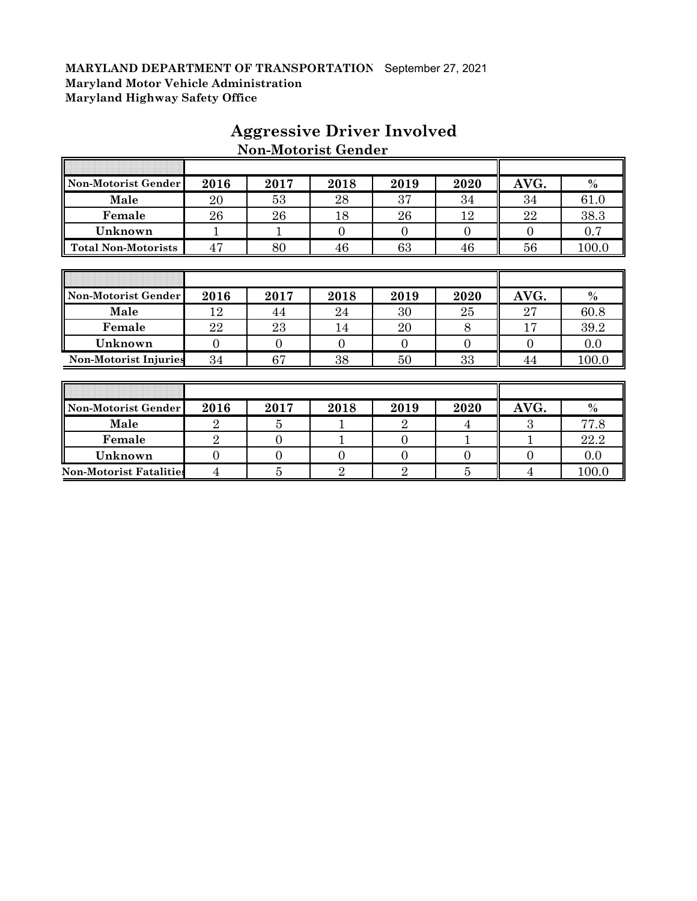**MARYLAND DEPARTMENT OF TRANSPORTATION** September 27, 2021
**Maryland Motor Vehicle Administration**
**Maryland Highway Safety Office**

# Aggressive Driver Involved

## Non-Motorist Gender

| Non-Motorist Gender | 2016 | 2017 | 2018 | 2019 | 2020 | AVG. | % |
|---|---|---|---|---|---|---|---|
| Male | 20 | 53 | 28 | 37 | 34 | 34 | 61.0 |
| Female | 26 | 26 | 18 | 26 | 12 | 22 | 38.3 |
| Unknown | 1 | 1 | 0 | 0 | 0 | 0 | 0.7 |
| Total Non-Motorists | 47 | 80 | 46 | 63 | 46 | 56 | 100.0 |

| Non-Motorist Gender | 2016 | 2017 | 2018 | 2019 | 2020 | AVG. | % |
|---|---|---|---|---|---|---|---|
| Male | 12 | 44 | 24 | 30 | 25 | 27 | 60.8 |
| Female | 22 | 23 | 14 | 20 | 8 | 17 | 39.2 |
| Unknown | 0 | 0 | 0 | 0 | 0 | 0 | 0.0 |
| Non-Motorist Injuries | 34 | 67 | 38 | 50 | 33 | 44 | 100.0 |

| Non-Motorist Gender | 2016 | 2017 | 2018 | 2019 | 2020 | AVG. | % |
|---|---|---|---|---|---|---|---|
| Male | 2 | 5 | 1 | 2 | 4 | 3 | 77.8 |
| Female | 2 | 0 | 1 | 0 | 1 | 1 | 22.2 |
| Unknown | 0 | 0 | 0 | 0 | 0 | 0 | 0.0 |
| Non-Motorist Fatalities | 4 | 5 | 2 | 2 | 5 | 4 | 100.0 |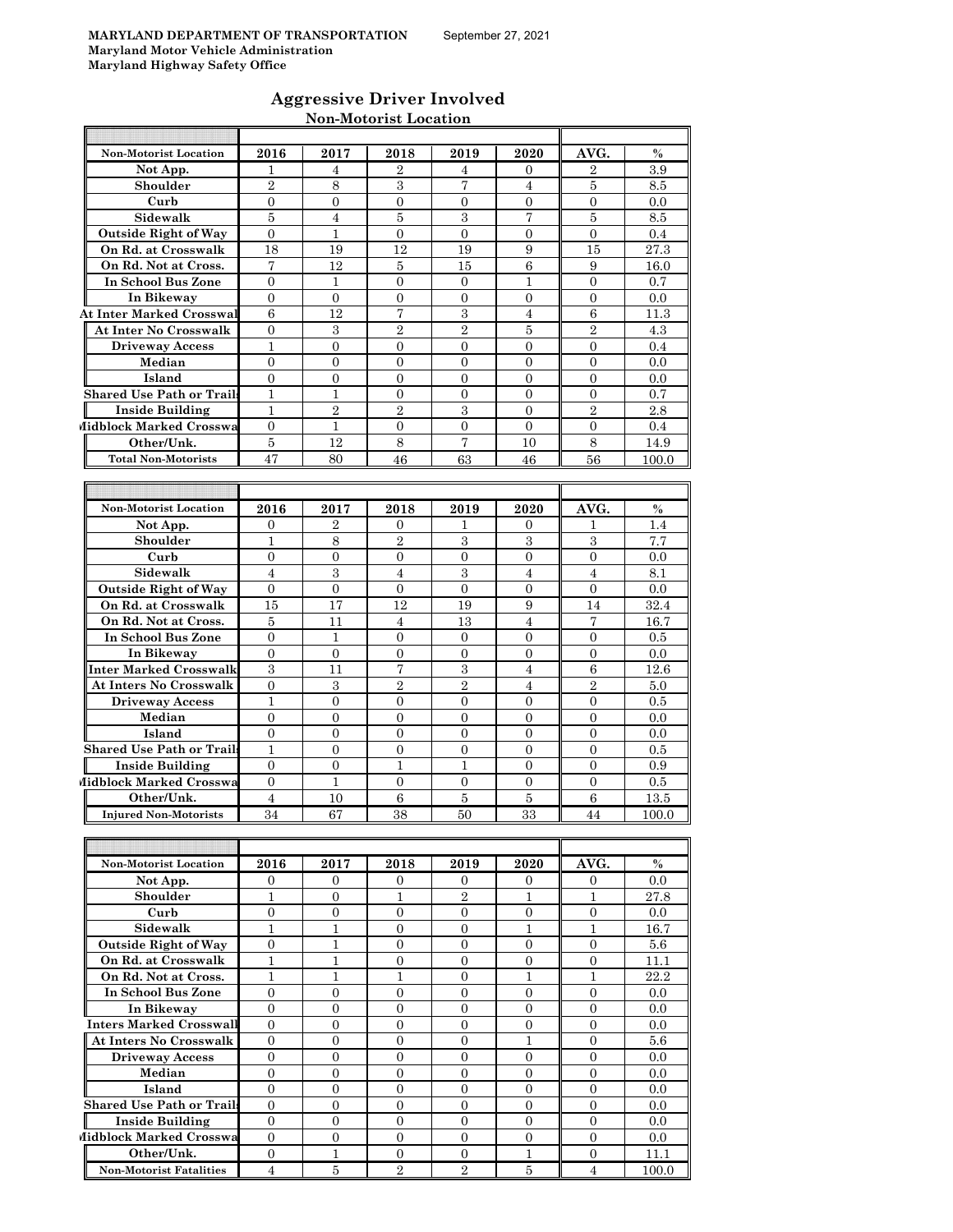**MARYLAND DEPARTMENT OF TRANSPORTATION** September 27, 2021
**Maryland Motor Vehicle Administration**
**Maryland Highway Safety Office**

## Aggressive Driver Involved

### Non-Motorist Location

| Non-Motorist Location | 2016 | 2017 | 2018 | 2019 | 2020 | AVG. | % |
|---|---|---|---|---|---|---|---|
| Not App. | 1 | 4 | 2 | 4 | 0 | 2 | 3.9 |
| Shoulder | 2 | 8 | 3 | 7 | 4 | 5 | 8.5 |
| Curb | 0 | 0 | 0 | 0 | 0 | 0 | 0.0 |
| Sidewalk | 5 | 4 | 5 | 3 | 7 | 5 | 8.5 |
| Outside Right of Way | 0 | 1 | 0 | 0 | 0 | 0 | 0.4 |
| On Rd. at Crosswalk | 18 | 19 | 12 | 19 | 9 | 15 | 27.3 |
| On Rd. Not at Cross. | 7 | 12 | 5 | 15 | 6 | 9 | 16.0 |
| In School Bus Zone | 0 | 1 | 0 | 0 | 1 | 0 | 0.7 |
| In Bikeway | 0 | 0 | 0 | 0 | 0 | 0 | 0.0 |
| At Inter Marked Crosswal | 6 | 12 | 7 | 3 | 4 | 6 | 11.3 |
| At Inter No Crosswalk | 0 | 3 | 2 | 2 | 5 | 2 | 4.3 |
| Driveway Access | 1 | 0 | 0 | 0 | 0 | 0 | 0.4 |
| Median | 0 | 0 | 0 | 0 | 0 | 0 | 0.0 |
| Island | 0 | 0 | 0 | 0 | 0 | 0 | 0.0 |
| Shared Use Path or Trails | 1 | 1 | 0 | 0 | 0 | 0 | 0.7 |
| Inside Building | 1 | 2 | 2 | 3 | 0 | 2 | 2.8 |
| Midblock Marked Crosswa | 0 | 1 | 0 | 0 | 0 | 0 | 0.4 |
| Other/Unk. | 5 | 12 | 8 | 7 | 10 | 8 | 14.9 |
| Total Non-Motorists | 47 | 80 | 46 | 63 | 46 | 56 | 100.0 |

| Non-Motorist Location | 2016 | 2017 | 2018 | 2019 | 2020 | AVG. | % |
|---|---|---|---|---|---|---|---|
| Not App. | 0 | 2 | 0 | 1 | 0 | 1 | 1.4 |
| Shoulder | 1 | 8 | 2 | 3 | 3 | 3 | 7.7 |
| Curb | 0 | 0 | 0 | 0 | 0 | 0 | 0.0 |
| Sidewalk | 4 | 3 | 4 | 3 | 4 | 4 | 8.1 |
| Outside Right of Way | 0 | 0 | 0 | 0 | 0 | 0 | 0.0 |
| On Rd. at Crosswalk | 15 | 17 | 12 | 19 | 9 | 14 | 32.4 |
| On Rd. Not at Cross. | 5 | 11 | 4 | 13 | 4 | 7 | 16.7 |
| In School Bus Zone | 0 | 1 | 0 | 0 | 0 | 0 | 0.5 |
| In Bikeway | 0 | 0 | 0 | 0 | 0 | 0 | 0.0 |
| Inter Marked Crosswalk | 3 | 11 | 7 | 3 | 4 | 6 | 12.6 |
| At Inters No Crosswalk | 0 | 3 | 2 | 2 | 4 | 2 | 5.0 |
| Driveway Access | 1 | 0 | 0 | 0 | 0 | 0 | 0.5 |
| Median | 0 | 0 | 0 | 0 | 0 | 0 | 0.0 |
| Island | 0 | 0 | 0 | 0 | 0 | 0 | 0.0 |
| Shared Use Path or Trails | 1 | 0 | 0 | 0 | 0 | 0 | 0.5 |
| Inside Building | 0 | 0 | 1 | 1 | 0 | 0 | 0.9 |
| Midblock Marked Crosswa | 0 | 1 | 0 | 0 | 0 | 0 | 0.5 |
| Other/Unk. | 4 | 10 | 6 | 5 | 5 | 6 | 13.5 |
| Injured Non-Motorists | 34 | 67 | 38 | 50 | 33 | 44 | 100.0 |

| Non-Motorist Location | 2016 | 2017 | 2018 | 2019 | 2020 | AVG. | % |
|---|---|---|---|---|---|---|---|
| Not App. | 0 | 0 | 0 | 0 | 0 | 0 | 0.0 |
| Shoulder | 1 | 0 | 1 | 2 | 1 | 1 | 27.8 |
| Curb | 0 | 0 | 0 | 0 | 0 | 0 | 0.0 |
| Sidewalk | 1 | 1 | 0 | 0 | 1 | 1 | 16.7 |
| Outside Right of Way | 0 | 1 | 0 | 0 | 0 | 0 | 5.6 |
| On Rd. at Crosswalk | 1 | 1 | 0 | 0 | 0 | 0 | 11.1 |
| On Rd. Not at Cross. | 1 | 1 | 1 | 0 | 1 | 1 | 22.2 |
| In School Bus Zone | 0 | 0 | 0 | 0 | 0 | 0 | 0.0 |
| In Bikeway | 0 | 0 | 0 | 0 | 0 | 0 | 0.0 |
| Inters Marked Crosswall | 0 | 0 | 0 | 0 | 0 | 0 | 0.0 |
| At Inters No Crosswalk | 0 | 0 | 0 | 0 | 1 | 0 | 5.6 |
| Driveway Access | 0 | 0 | 0 | 0 | 0 | 0 | 0.0 |
| Median | 0 | 0 | 0 | 0 | 0 | 0 | 0.0 |
| Island | 0 | 0 | 0 | 0 | 0 | 0 | 0.0 |
| Shared Use Path or Trails | 0 | 0 | 0 | 0 | 0 | 0 | 0.0 |
| Inside Building | 0 | 0 | 0 | 0 | 0 | 0 | 0.0 |
| Midblock Marked Crosswa | 0 | 0 | 0 | 0 | 0 | 0 | 0.0 |
| Other/Unk. | 0 | 1 | 0 | 0 | 1 | 0 | 11.1 |
| Non-Motorist Fatalities | 4 | 5 | 2 | 2 | 5 | 4 | 100.0 |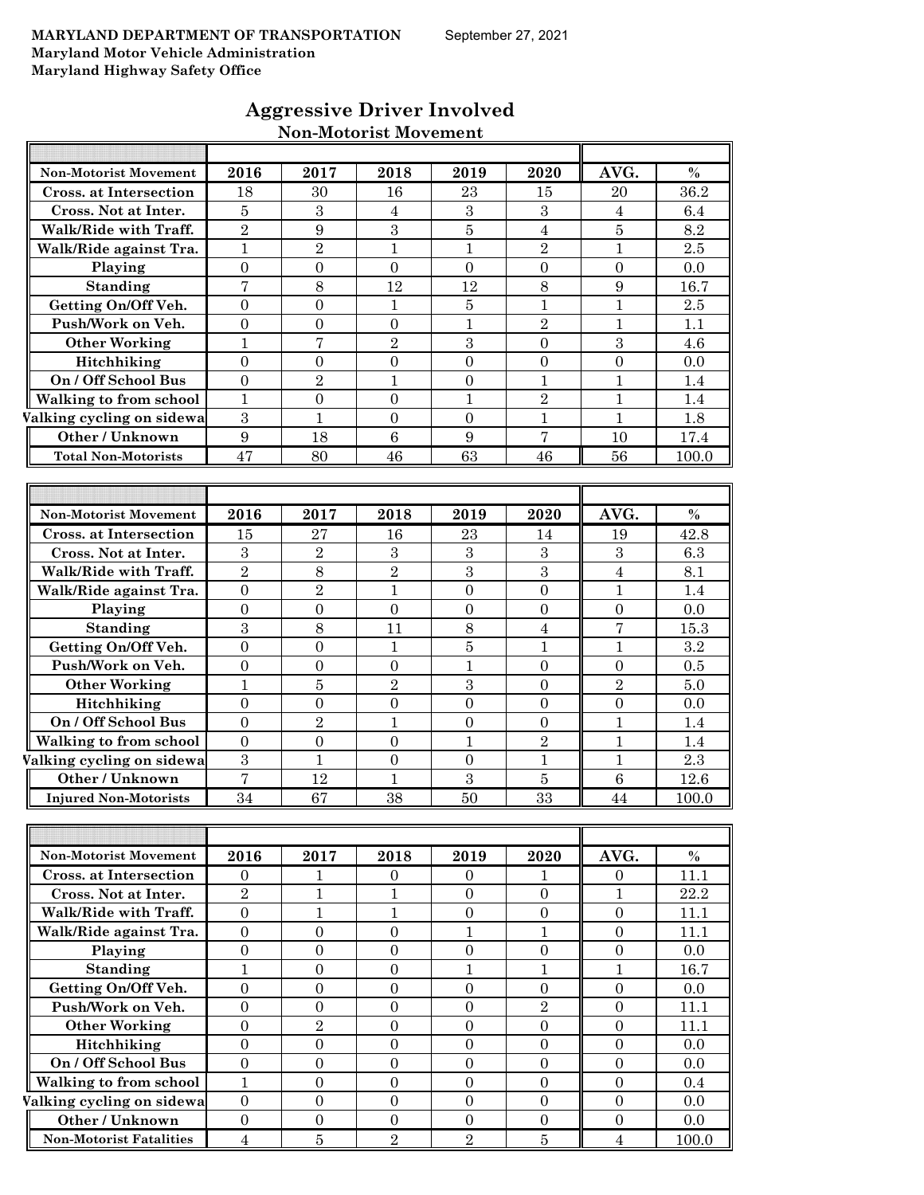**MARYLAND DEPARTMENT OF TRANSPORTATION** September 27, 2021
**Maryland Motor Vehicle Administration**
**Maryland Highway Safety Office**

# Aggressive Driver Involved

## Non-Motorist Movement

| Non-Motorist Movement | 2016 | 2017 | 2018 | 2019 | 2020 | AVG. | % |
|---|---|---|---|---|---|---|---|
| Cross. at Intersection | 18 | 30 | 16 | 23 | 15 | 20 | 36.2 |
| Cross. Not at Inter. | 5 | 3 | 4 | 3 | 3 | 4 | 6.4 |
| Walk/Ride with Traff. | 2 | 9 | 3 | 5 | 4 | 5 | 8.2 |
| Walk/Ride against Tra. | 1 | 2 | 1 | 1 | 2 | 1 | 2.5 |
| Playing | 0 | 0 | 0 | 0 | 0 | 0 | 0.0 |
| Standing | 7 | 8 | 12 | 12 | 8 | 9 | 16.7 |
| Getting On/Off Veh. | 0 | 0 | 1 | 5 | 1 | 1 | 2.5 |
| Push/Work on Veh. | 0 | 0 | 0 | 1 | 2 | 1 | 1.1 |
| Other Working | 1 | 7 | 2 | 3 | 0 | 3 | 4.6 |
| Hitchhiking | 0 | 0 | 0 | 0 | 0 | 0 | 0.0 |
| On / Off School Bus | 0 | 2 | 1 | 0 | 1 | 1 | 1.4 |
| Walking to from school | 1 | 0 | 0 | 1 | 2 | 1 | 1.4 |
| Walking cycling on sidewa | 3 | 1 | 0 | 0 | 1 | 1 | 1.8 |
| Other / Unknown | 9 | 18 | 6 | 9 | 7 | 10 | 17.4 |
| Total Non-Motorists | 47 | 80 | 46 | 63 | 46 | 56 | 100.0 |

| Non-Motorist Movement | 2016 | 2017 | 2018 | 2019 | 2020 | AVG. | % |
|---|---|---|---|---|---|---|---|
| Cross. at Intersection | 15 | 27 | 16 | 23 | 14 | 19 | 42.8 |
| Cross. Not at Inter. | 3 | 2 | 3 | 3 | 3 | 3 | 6.3 |
| Walk/Ride with Traff. | 2 | 8 | 2 | 3 | 3 | 4 | 8.1 |
| Walk/Ride against Tra. | 0 | 2 | 1 | 0 | 0 | 1 | 1.4 |
| Playing | 0 | 0 | 0 | 0 | 0 | 0 | 0.0 |
| Standing | 3 | 8 | 11 | 8 | 4 | 7 | 15.3 |
| Getting On/Off Veh. | 0 | 0 | 1 | 5 | 1 | 1 | 3.2 |
| Push/Work on Veh. | 0 | 0 | 0 | 1 | 0 | 0 | 0.5 |
| Other Working | 1 | 5 | 2 | 3 | 0 | 2 | 5.0 |
| Hitchhiking | 0 | 0 | 0 | 0 | 0 | 0 | 0.0 |
| On / Off School Bus | 0 | 2 | 1 | 0 | 0 | 1 | 1.4 |
| Walking to from school | 0 | 0 | 0 | 1 | 2 | 1 | 1.4 |
| Walking cycling on sidewa | 3 | 1 | 0 | 0 | 1 | 1 | 2.3 |
| Other / Unknown | 7 | 12 | 1 | 3 | 5 | 6 | 12.6 |
| Injured Non-Motorists | 34 | 67 | 38 | 50 | 33 | 44 | 100.0 |

| Non-Motorist Movement | 2016 | 2017 | 2018 | 2019 | 2020 | AVG. | % |
|---|---|---|---|---|---|---|---|
| Cross. at Intersection | 0 | 1 | 0 | 0 | 1 | 0 | 11.1 |
| Cross. Not at Inter. | 2 | 1 | 1 | 0 | 0 | 1 | 22.2 |
| Walk/Ride with Traff. | 0 | 1 | 1 | 0 | 0 | 0 | 11.1 |
| Walk/Ride against Tra. | 0 | 0 | 0 | 1 | 1 | 0 | 11.1 |
| Playing | 0 | 0 | 0 | 0 | 0 | 0 | 0.0 |
| Standing | 1 | 0 | 0 | 1 | 1 | 1 | 16.7 |
| Getting On/Off Veh. | 0 | 0 | 0 | 0 | 0 | 0 | 0.0 |
| Push/Work on Veh. | 0 | 0 | 0 | 0 | 2 | 0 | 11.1 |
| Other Working | 0 | 2 | 0 | 0 | 0 | 0 | 11.1 |
| Hitchhiking | 0 | 0 | 0 | 0 | 0 | 0 | 0.0 |
| On / Off School Bus | 0 | 0 | 0 | 0 | 0 | 0 | 0.0 |
| Walking to from school | 1 | 0 | 0 | 0 | 0 | 0 | 0.4 |
| Walking cycling on sidewa | 0 | 0 | 0 | 0 | 0 | 0 | 0.0 |
| Other / Unknown | 0 | 0 | 0 | 0 | 0 | 0 | 0.0 |
| Non-Motorist Fatalities | 4 | 5 | 2 | 2 | 5 | 4 | 100.0 |